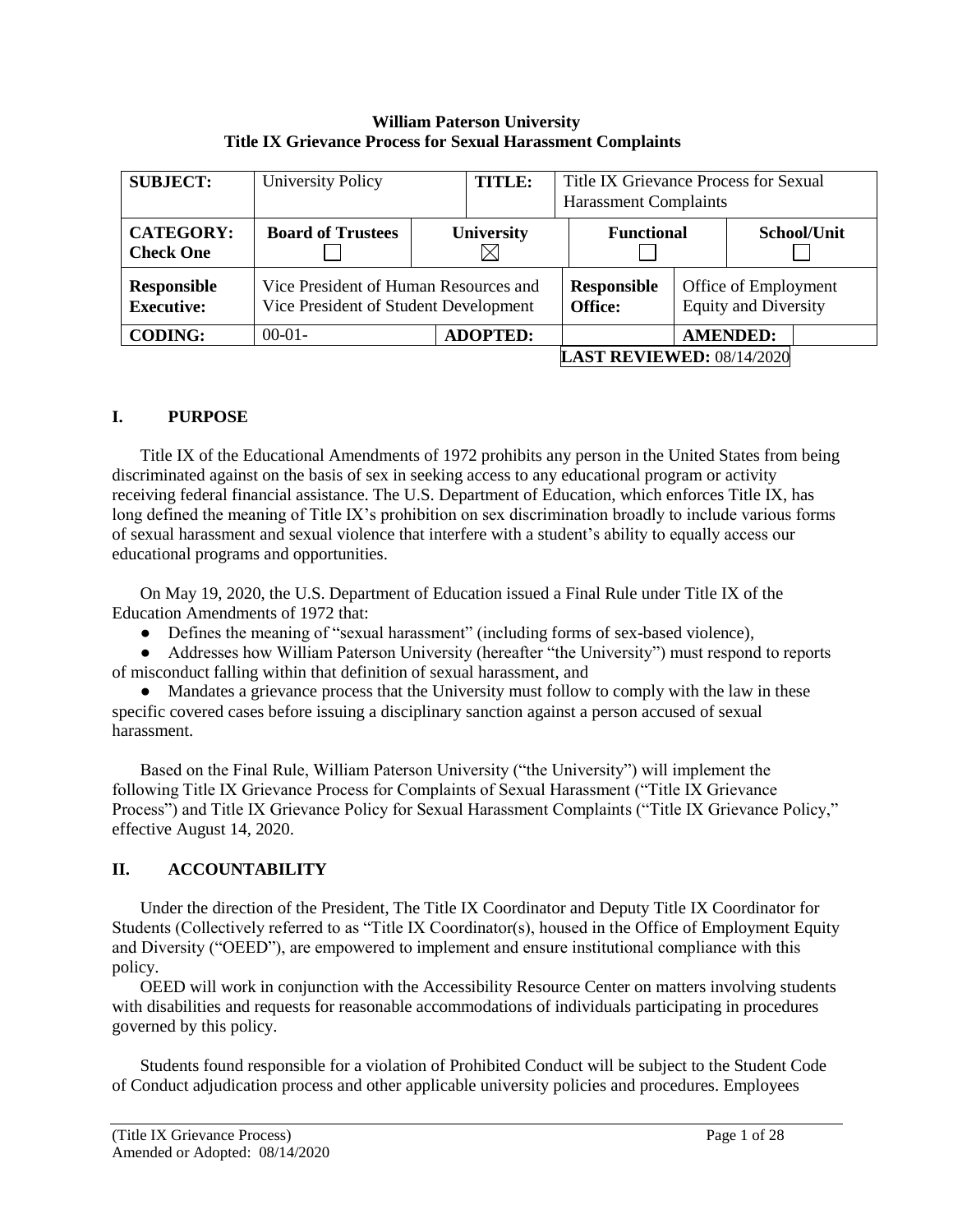**William Paterson University**
**Title IX Grievance Process for Sexual Harassment Complaints**

| **SUBJECT:** | University Policy | | **TITLE:** | Title IX Grievance Process for Sexual Harassment Complaints | | |
|---|---|---|---|---|---|---|
| **CATEGORY: Check One** | **Board of Trustees** ☐ | **University** ☒ | | **Functional** ☐ | | **School/Unit** ☐ |
| **Responsible Executive:** | Vice President of Human Resources and Vice President of Student Development | | | **Responsible Office:** | Office of Employment Equity and Diversity | |
| **CODING:** | 00-01- | **ADOPTED:** | | | **AMENDED:** | |
| | | | | **LAST REVIEWED:** 08/14/2020 | | |

## I. PURPOSE

Title IX of the Educational Amendments of 1972 prohibits any person in the United States from being discriminated against on the basis of sex in seeking access to any educational program or activity receiving federal financial assistance. The U.S. Department of Education, which enforces Title IX, has long defined the meaning of Title IX's prohibition on sex discrimination broadly to include various forms of sexual harassment and sexual violence that interfere with a student's ability to equally access our educational programs and opportunities.

On May 19, 2020, the U.S. Department of Education issued a Final Rule under Title IX of the Education Amendments of 1972 that:

- Defines the meaning of "sexual harassment" (including forms of sex-based violence),
- Addresses how William Paterson University (hereafter "the University") must respond to reports of misconduct falling within that definition of sexual harassment, and
- Mandates a grievance process that the University must follow to comply with the law in these specific covered cases before issuing a disciplinary sanction against a person accused of sexual harassment.

Based on the Final Rule, William Paterson University ("the University") will implement the following Title IX Grievance Process for Complaints of Sexual Harassment ("Title IX Grievance Process") and Title IX Grievance Policy for Sexual Harassment Complaints ("Title IX Grievance Policy," effective August 14, 2020.

## II. ACCOUNTABILITY

Under the direction of the President, The Title IX Coordinator and Deputy Title IX Coordinator for Students (Collectively referred to as "Title IX Coordinator(s), housed in the Office of Employment Equity and Diversity ("OEED"), are empowered to implement and ensure institutional compliance with this policy.

OEED will work in conjunction with the Accessibility Resource Center on matters involving students with disabilities and requests for reasonable accommodations of individuals participating in procedures governed by this policy.

Students found responsible for a violation of Prohibited Conduct will be subject to the Student Code of Conduct adjudication process and other applicable university policies and procedures. Employees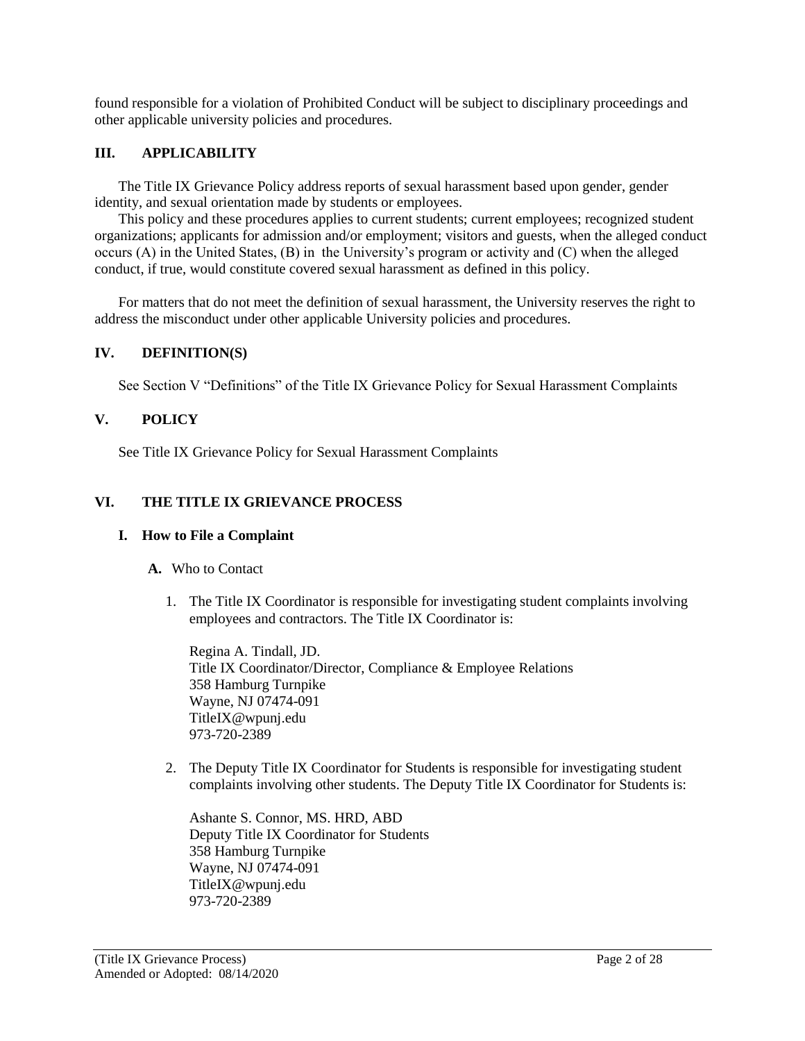found responsible for a violation of Prohibited Conduct will be subject to disciplinary proceedings and other applicable university policies and procedures.

## III. APPLICABILITY

The Title IX Grievance Policy address reports of sexual harassment based upon gender, gender identity, and sexual orientation made by students or employees.

This policy and these procedures applies to current students; current employees; recognized student organizations; applicants for admission and/or employment; visitors and guests, when the alleged conduct occurs (A) in the United States, (B) in the University's program or activity and (C) when the alleged conduct, if true, would constitute covered sexual harassment as defined in this policy.

For matters that do not meet the definition of sexual harassment, the University reserves the right to address the misconduct under other applicable University policies and procedures.

## IV. DEFINITION(S)

See Section V "Definitions" of the Title IX Grievance Policy for Sexual Harassment Complaints

## V. POLICY

See Title IX Grievance Policy for Sexual Harassment Complaints

## VI. THE TITLE IX GRIEVANCE PROCESS

### I. How to File a Complaint

**A.** Who to Contact

1. The Title IX Coordinator is responsible for investigating student complaints involving employees and contractors. The Title IX Coordinator is:

   Regina A. Tindall, JD.
   Title IX Coordinator/Director, Compliance & Employee Relations
   358 Hamburg Turnpike
   Wayne, NJ 07474-091
   TitleIX@wpunj.edu
   973-720-2389

2. The Deputy Title IX Coordinator for Students is responsible for investigating student complaints involving other students. The Deputy Title IX Coordinator for Students is:

   Ashante S. Connor, MS. HRD, ABD
   Deputy Title IX Coordinator for Students
   358 Hamburg Turnpike
   Wayne, NJ 07474-091
   TitleIX@wpunj.edu
   973-720-2389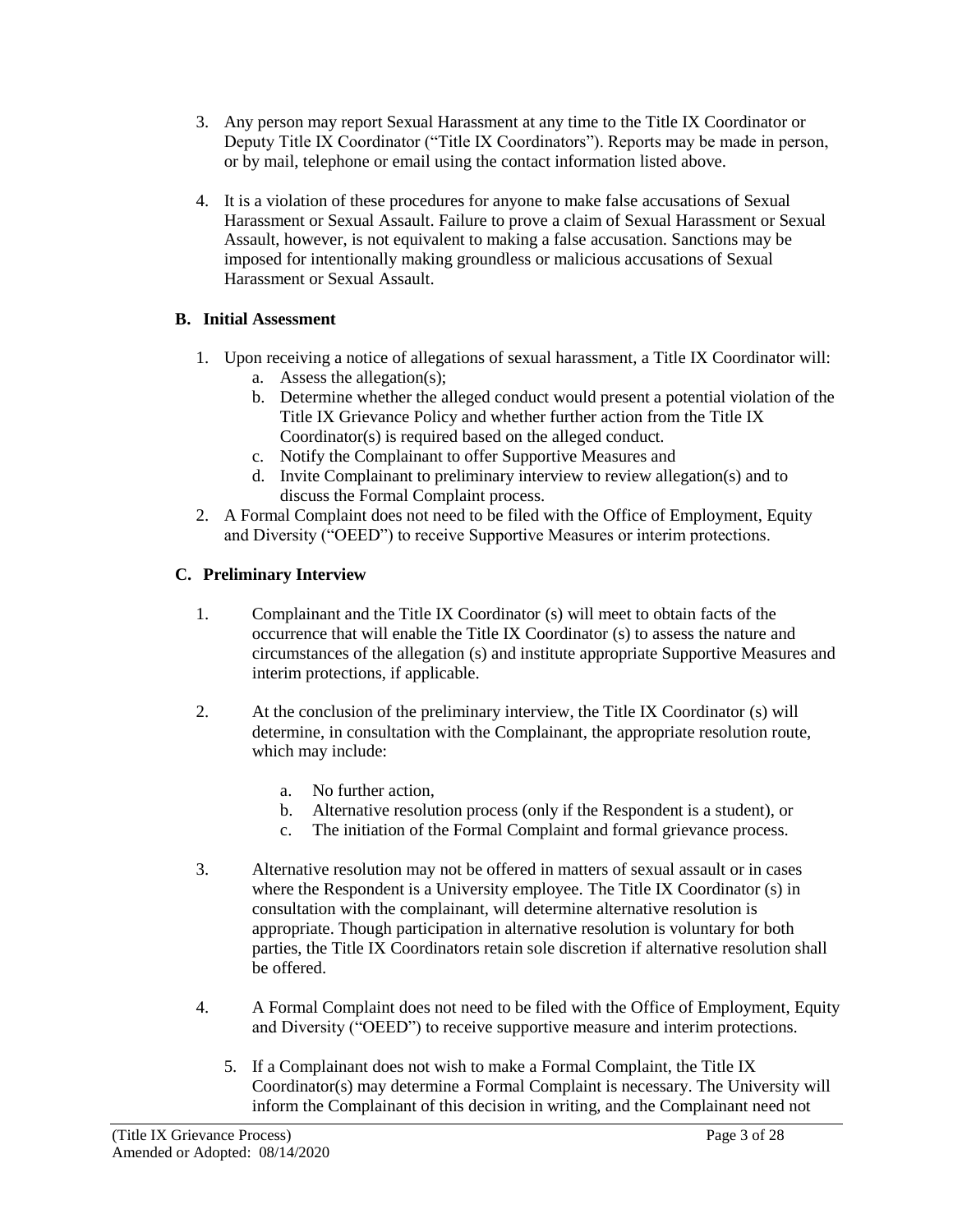3. Any person may report Sexual Harassment at any time to the Title IX Coordinator or Deputy Title IX Coordinator ("Title IX Coordinators"). Reports may be made in person, or by mail, telephone or email using the contact information listed above.

4. It is a violation of these procedures for anyone to make false accusations of Sexual Harassment or Sexual Assault. Failure to prove a claim of Sexual Harassment or Sexual Assault, however, is not equivalent to making a false accusation. Sanctions may be imposed for intentionally making groundless or malicious accusations of Sexual Harassment or Sexual Assault.

### B. Initial Assessment

1. Upon receiving a notice of allegations of sexual harassment, a Title IX Coordinator will:
   a. Assess the allegation(s);
   b. Determine whether the alleged conduct would present a potential violation of the Title IX Grievance Policy and whether further action from the Title IX Coordinator(s) is required based on the alleged conduct.
   c. Notify the Complainant to offer Supportive Measures and
   d. Invite Complainant to preliminary interview to review allegation(s) and to discuss the Formal Complaint process.
2. A Formal Complaint does not need to be filed with the Office of Employment, Equity and Diversity ("OEED") to receive Supportive Measures or interim protections.

### C. Preliminary Interview

1. Complainant and the Title IX Coordinator (s) will meet to obtain facts of the occurrence that will enable the Title IX Coordinator (s) to assess the nature and circumstances of the allegation (s) and institute appropriate Supportive Measures and interim protections, if applicable.

2. At the conclusion of the preliminary interview, the Title IX Coordinator (s) will determine, in consultation with the Complainant, the appropriate resolution route, which may include:

   a. No further action,
   b. Alternative resolution process (only if the Respondent is a student), or
   c. The initiation of the Formal Complaint and formal grievance process.

3. Alternative resolution may not be offered in matters of sexual assault or in cases where the Respondent is a University employee. The Title IX Coordinator (s) in consultation with the complainant, will determine alternative resolution is appropriate. Though participation in alternative resolution is voluntary for both parties, the Title IX Coordinators retain sole discretion if alternative resolution shall be offered.

4. A Formal Complaint does not need to be filed with the Office of Employment, Equity and Diversity ("OEED") to receive supportive measure and interim protections.

5. If a Complainant does not wish to make a Formal Complaint, the Title IX Coordinator(s) may determine a Formal Complaint is necessary. The University will inform the Complainant of this decision in writing, and the Complainant need not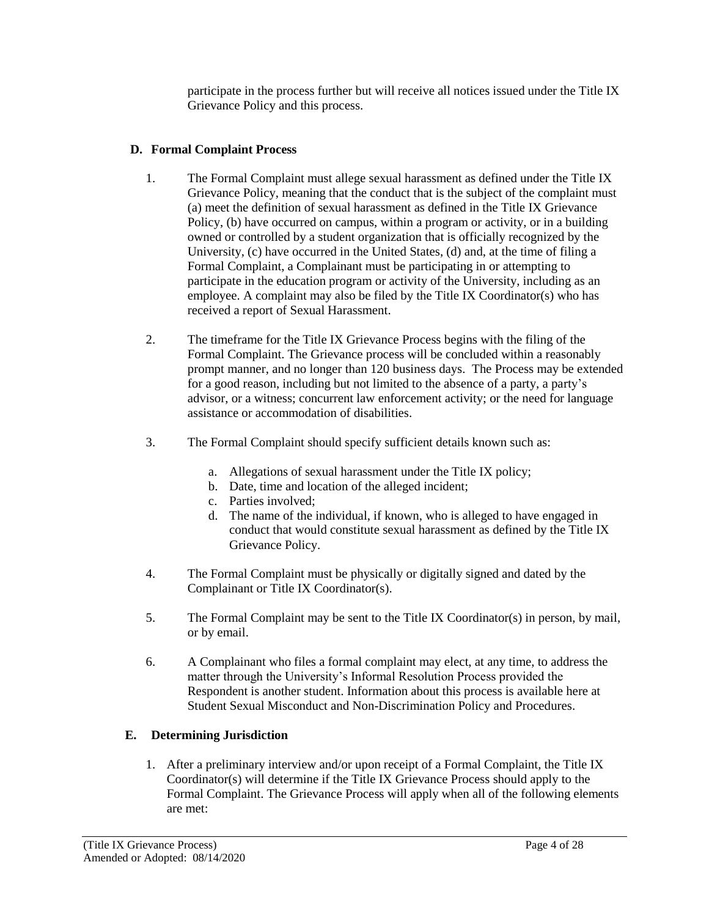participate in the process further but will receive all notices issued under the Title IX Grievance Policy and this process.

## D. Formal Complaint Process

1. The Formal Complaint must allege sexual harassment as defined under the Title IX Grievance Policy, meaning that the conduct that is the subject of the complaint must (a) meet the definition of sexual harassment as defined in the Title IX Grievance Policy, (b) have occurred on campus, within a program or activity, or in a building owned or controlled by a student organization that is officially recognized by the University, (c) have occurred in the United States, (d) and, at the time of filing a Formal Complaint, a Complainant must be participating in or attempting to participate in the education program or activity of the University, including as an employee. A complaint may also be filed by the Title IX Coordinator(s) who has received a report of Sexual Harassment.

2. The timeframe for the Title IX Grievance Process begins with the filing of the Formal Complaint. The Grievance process will be concluded within a reasonably prompt manner, and no longer than 120 business days. The Process may be extended for a good reason, including but not limited to the absence of a party, a party's advisor, or a witness; concurrent law enforcement activity; or the need for language assistance or accommodation of disabilities.

3. The Formal Complaint should specify sufficient details known such as:

   a. Allegations of sexual harassment under the Title IX policy;
   b. Date, time and location of the alleged incident;
   c. Parties involved;
   d. The name of the individual, if known, who is alleged to have engaged in conduct that would constitute sexual harassment as defined by the Title IX Grievance Policy.

4. The Formal Complaint must be physically or digitally signed and dated by the Complainant or Title IX Coordinator(s).

5. The Formal Complaint may be sent to the Title IX Coordinator(s) in person, by mail, or by email.

6. A Complainant who files a formal complaint may elect, at any time, to address the matter through the University's Informal Resolution Process provided the Respondent is another student. Information about this process is available here at Student Sexual Misconduct and Non-Discrimination Policy and Procedures.

## E. Determining Jurisdiction

1. After a preliminary interview and/or upon receipt of a Formal Complaint, the Title IX Coordinator(s) will determine if the Title IX Grievance Process should apply to the Formal Complaint. The Grievance Process will apply when all of the following elements are met: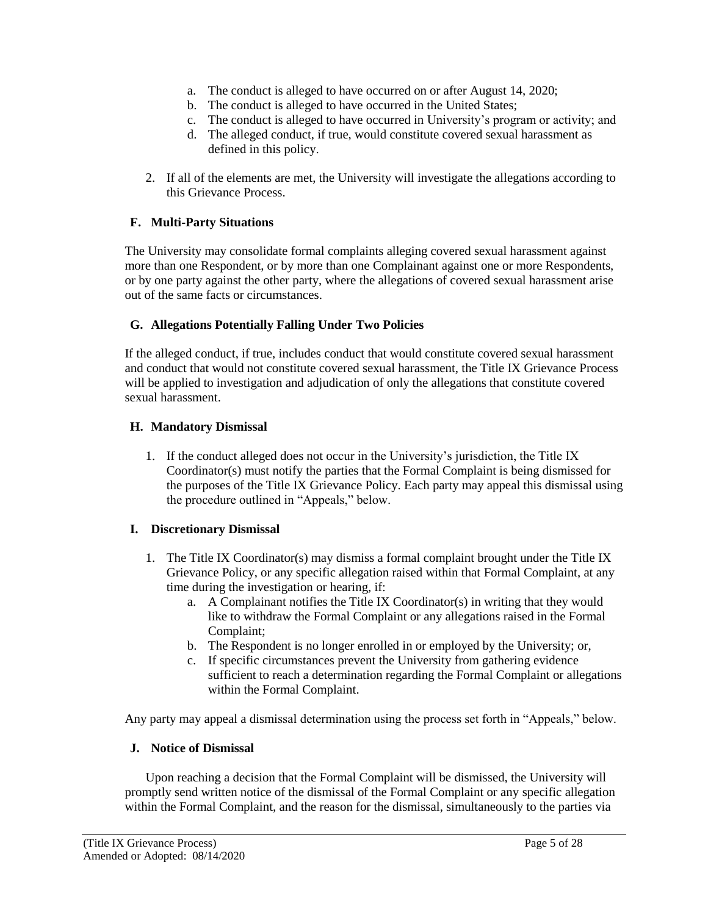a. The conduct is alleged to have occurred on or after August 14, 2020;
   b. The conduct is alleged to have occurred in the United States;
   c. The conduct is alleged to have occurred in University's program or activity; and
   d. The alleged conduct, if true, would constitute covered sexual harassment as defined in this policy.

2. If all of the elements are met, the University will investigate the allegations according to this Grievance Process.

### F. Multi-Party Situations

The University may consolidate formal complaints alleging covered sexual harassment against more than one Respondent, or by more than one Complainant against one or more Respondents, or by one party against the other party, where the allegations of covered sexual harassment arise out of the same facts or circumstances.

### G. Allegations Potentially Falling Under Two Policies

If the alleged conduct, if true, includes conduct that would constitute covered sexual harassment and conduct that would not constitute covered sexual harassment, the Title IX Grievance Process will be applied to investigation and adjudication of only the allegations that constitute covered sexual harassment.

### H. Mandatory Dismissal

1. If the conduct alleged does not occur in the University's jurisdiction, the Title IX Coordinator(s) must notify the parties that the Formal Complaint is being dismissed for the purposes of the Title IX Grievance Policy. Each party may appeal this dismissal using the procedure outlined in "Appeals," below.

### I. Discretionary Dismissal

1. The Title IX Coordinator(s) may dismiss a formal complaint brought under the Title IX Grievance Policy, or any specific allegation raised within that Formal Complaint, at any time during the investigation or hearing, if:
   a. A Complainant notifies the Title IX Coordinator(s) in writing that they would like to withdraw the Formal Complaint or any allegations raised in the Formal Complaint;
   b. The Respondent is no longer enrolled in or employed by the University; or,
   c. If specific circumstances prevent the University from gathering evidence sufficient to reach a determination regarding the Formal Complaint or allegations within the Formal Complaint.

Any party may appeal a dismissal determination using the process set forth in "Appeals," below.

### J. Notice of Dismissal

Upon reaching a decision that the Formal Complaint will be dismissed, the University will promptly send written notice of the dismissal of the Formal Complaint or any specific allegation within the Formal Complaint, and the reason for the dismissal, simultaneously to the parties via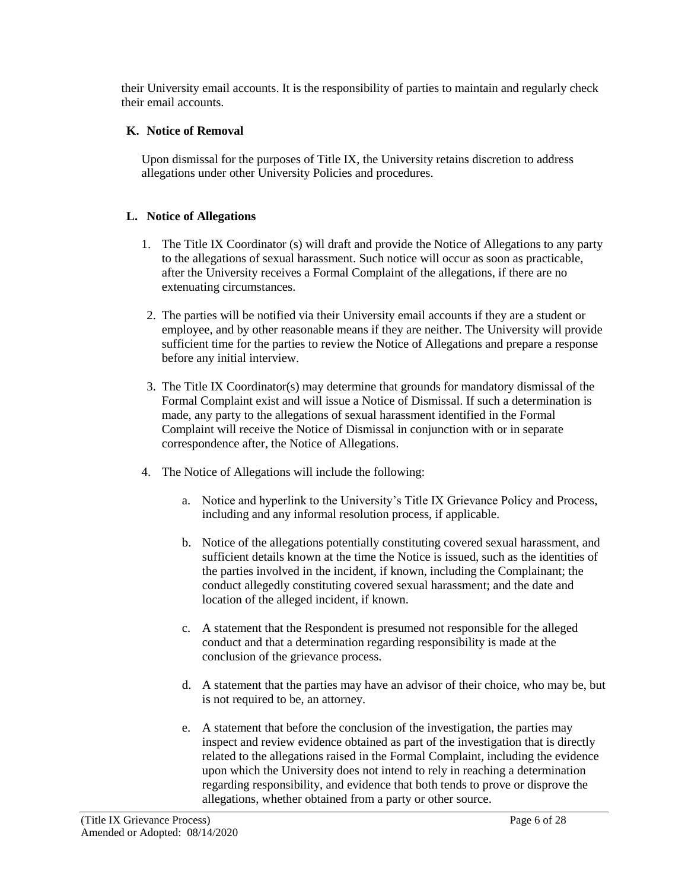their University email accounts. It is the responsibility of parties to maintain and regularly check their email accounts.

### K. Notice of Removal

Upon dismissal for the purposes of Title IX, the University retains discretion to address allegations under other University Policies and procedures.

### L. Notice of Allegations

1. The Title IX Coordinator (s) will draft and provide the Notice of Allegations to any party to the allegations of sexual harassment. Such notice will occur as soon as practicable, after the University receives a Formal Complaint of the allegations, if there are no extenuating circumstances.
2. The parties will be notified via their University email accounts if they are a student or employee, and by other reasonable means if they are neither. The University will provide sufficient time for the parties to review the Notice of Allegations and prepare a response before any initial interview.
3. The Title IX Coordinator(s) may determine that grounds for mandatory dismissal of the Formal Complaint exist and will issue a Notice of Dismissal. If such a determination is made, any party to the allegations of sexual harassment identified in the Formal Complaint will receive the Notice of Dismissal in conjunction with or in separate correspondence after, the Notice of Allegations.
4. The Notice of Allegations will include the following:
   a. Notice and hyperlink to the University's Title IX Grievance Policy and Process, including and any informal resolution process, if applicable.
   b. Notice of the allegations potentially constituting covered sexual harassment, and sufficient details known at the time the Notice is issued, such as the identities of the parties involved in the incident, if known, including the Complainant; the conduct allegedly constituting covered sexual harassment; and the date and location of the alleged incident, if known.
   c. A statement that the Respondent is presumed not responsible for the alleged conduct and that a determination regarding responsibility is made at the conclusion of the grievance process.
   d. A statement that the parties may have an advisor of their choice, who may be, but is not required to be, an attorney.
   e. A statement that before the conclusion of the investigation, the parties may inspect and review evidence obtained as part of the investigation that is directly related to the allegations raised in the Formal Complaint, including the evidence upon which the University does not intend to rely in reaching a determination regarding responsibility, and evidence that both tends to prove or disprove the allegations, whether obtained from a party or other source.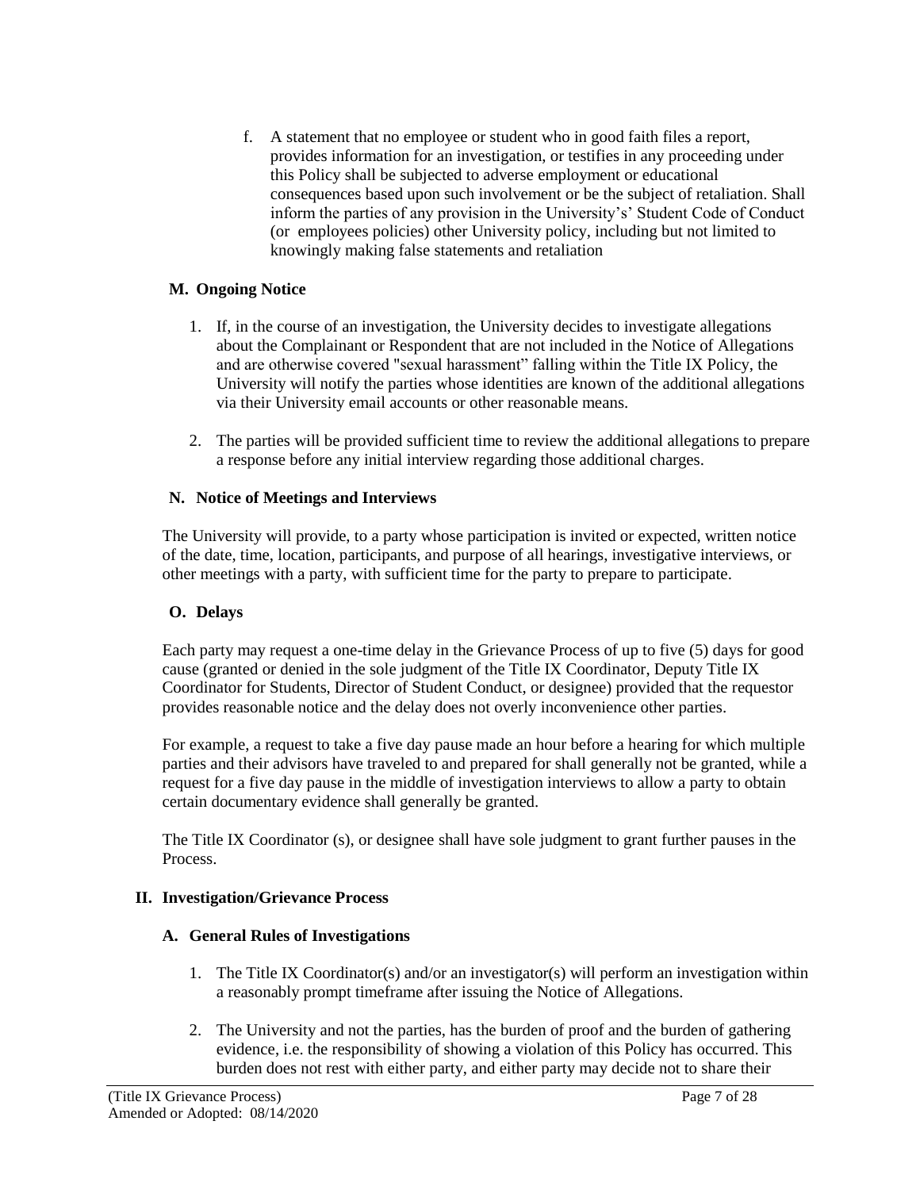f. A statement that no employee or student who in good faith files a report, provides information for an investigation, or testifies in any proceeding under this Policy shall be subjected to adverse employment or educational consequences based upon such involvement or be the subject of retaliation. Shall inform the parties of any provision in the University's' Student Code of Conduct (or employees policies) other University policy, including but not limited to knowingly making false statements and retaliation

### M. Ongoing Notice

1. If, in the course of an investigation, the University decides to investigate allegations about the Complainant or Respondent that are not included in the Notice of Allegations and are otherwise covered "sexual harassment" falling within the Title IX Policy, the University will notify the parties whose identities are known of the additional allegations via their University email accounts or other reasonable means.

2. The parties will be provided sufficient time to review the additional allegations to prepare a response before any initial interview regarding those additional charges.

### N. Notice of Meetings and Interviews

The University will provide, to a party whose participation is invited or expected, written notice of the date, time, location, participants, and purpose of all hearings, investigative interviews, or other meetings with a party, with sufficient time for the party to prepare to participate.

### O. Delays

Each party may request a one-time delay in the Grievance Process of up to five (5) days for good cause (granted or denied in the sole judgment of the Title IX Coordinator, Deputy Title IX Coordinator for Students, Director of Student Conduct, or designee) provided that the requestor provides reasonable notice and the delay does not overly inconvenience other parties.

For example, a request to take a five day pause made an hour before a hearing for which multiple parties and their advisors have traveled to and prepared for shall generally not be granted, while a request for a five day pause in the middle of investigation interviews to allow a party to obtain certain documentary evidence shall generally be granted.

The Title IX Coordinator (s), or designee shall have sole judgment to grant further pauses in the Process.

## II. Investigation/Grievance Process

### A. General Rules of Investigations

1. The Title IX Coordinator(s) and/or an investigator(s) will perform an investigation within a reasonably prompt timeframe after issuing the Notice of Allegations.

2. The University and not the parties, has the burden of proof and the burden of gathering evidence, i.e. the responsibility of showing a violation of this Policy has occurred. This burden does not rest with either party, and either party may decide not to share their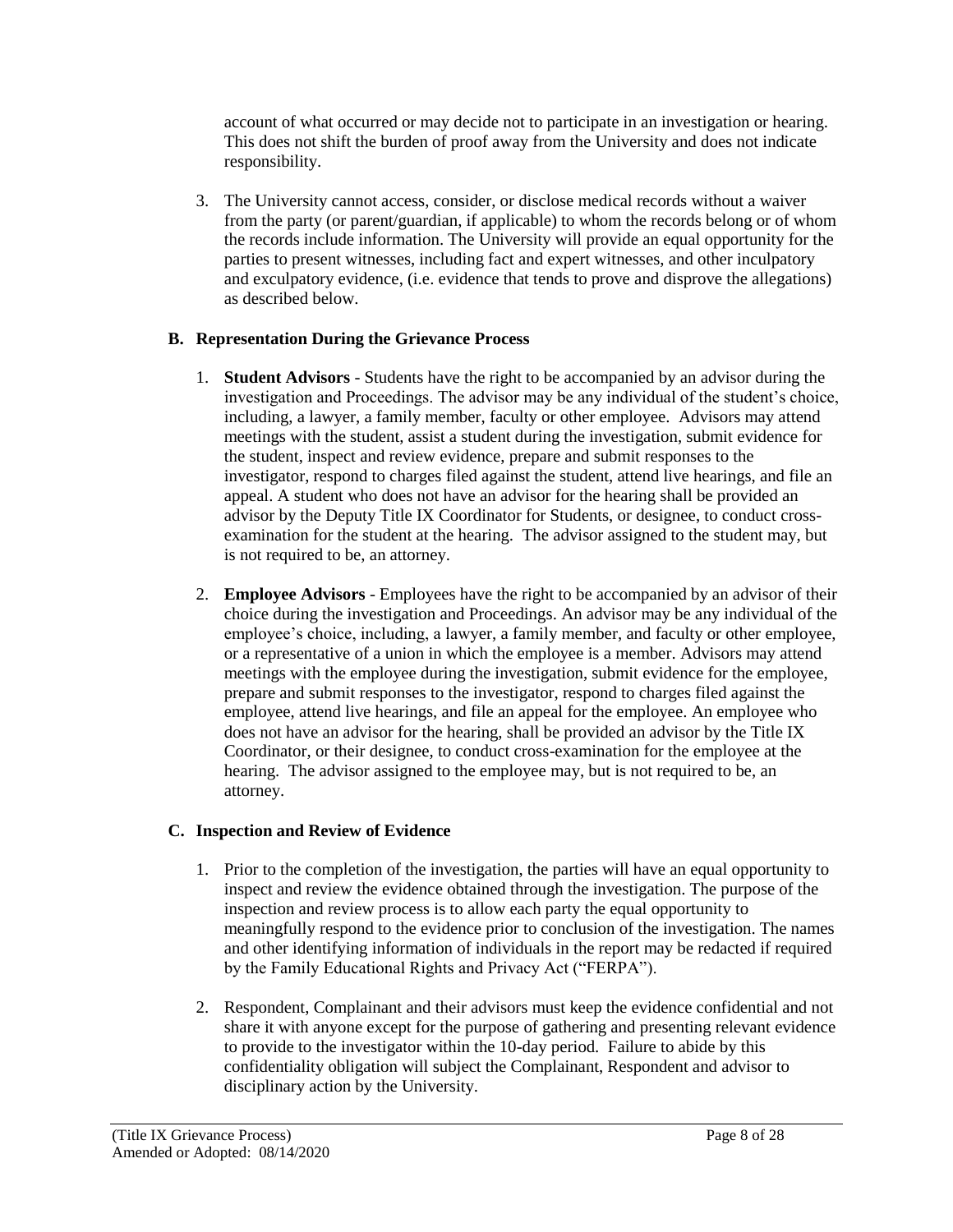account of what occurred or may decide not to participate in an investigation or hearing. This does not shift the burden of proof away from the University and does not indicate responsibility.

3. The University cannot access, consider, or disclose medical records without a waiver from the party (or parent/guardian, if applicable) to whom the records belong or of whom the records include information. The University will provide an equal opportunity for the parties to present witnesses, including fact and expert witnesses, and other inculpatory and exculpatory evidence, (i.e. evidence that tends to prove and disprove the allegations) as described below.

## B. Representation During the Grievance Process

1. **Student Advisors** - Students have the right to be accompanied by an advisor during the investigation and Proceedings. The advisor may be any individual of the student's choice, including, a lawyer, a family member, faculty or other employee. Advisors may attend meetings with the student, assist a student during the investigation, submit evidence for the student, inspect and review evidence, prepare and submit responses to the investigator, respond to charges filed against the student, attend live hearings, and file an appeal. A student who does not have an advisor for the hearing shall be provided an advisor by the Deputy Title IX Coordinator for Students, or designee, to conduct cross-examination for the student at the hearing. The advisor assigned to the student may, but is not required to be, an attorney.

2. **Employee Advisors** - Employees have the right to be accompanied by an advisor of their choice during the investigation and Proceedings. An advisor may be any individual of the employee's choice, including, a lawyer, a family member, and faculty or other employee, or a representative of a union in which the employee is a member. Advisors may attend meetings with the employee during the investigation, submit evidence for the employee, prepare and submit responses to the investigator, respond to charges filed against the employee, attend live hearings, and file an appeal for the employee. An employee who does not have an advisor for the hearing, shall be provided an advisor by the Title IX Coordinator, or their designee, to conduct cross-examination for the employee at the hearing. The advisor assigned to the employee may, but is not required to be, an attorney.

## C. Inspection and Review of Evidence

1. Prior to the completion of the investigation, the parties will have an equal opportunity to inspect and review the evidence obtained through the investigation. The purpose of the inspection and review process is to allow each party the equal opportunity to meaningfully respond to the evidence prior to conclusion of the investigation. The names and other identifying information of individuals in the report may be redacted if required by the Family Educational Rights and Privacy Act ("FERPA").

2. Respondent, Complainant and their advisors must keep the evidence confidential and not share it with anyone except for the purpose of gathering and presenting relevant evidence to provide to the investigator within the 10-day period. Failure to abide by this confidentiality obligation will subject the Complainant, Respondent and advisor to disciplinary action by the University.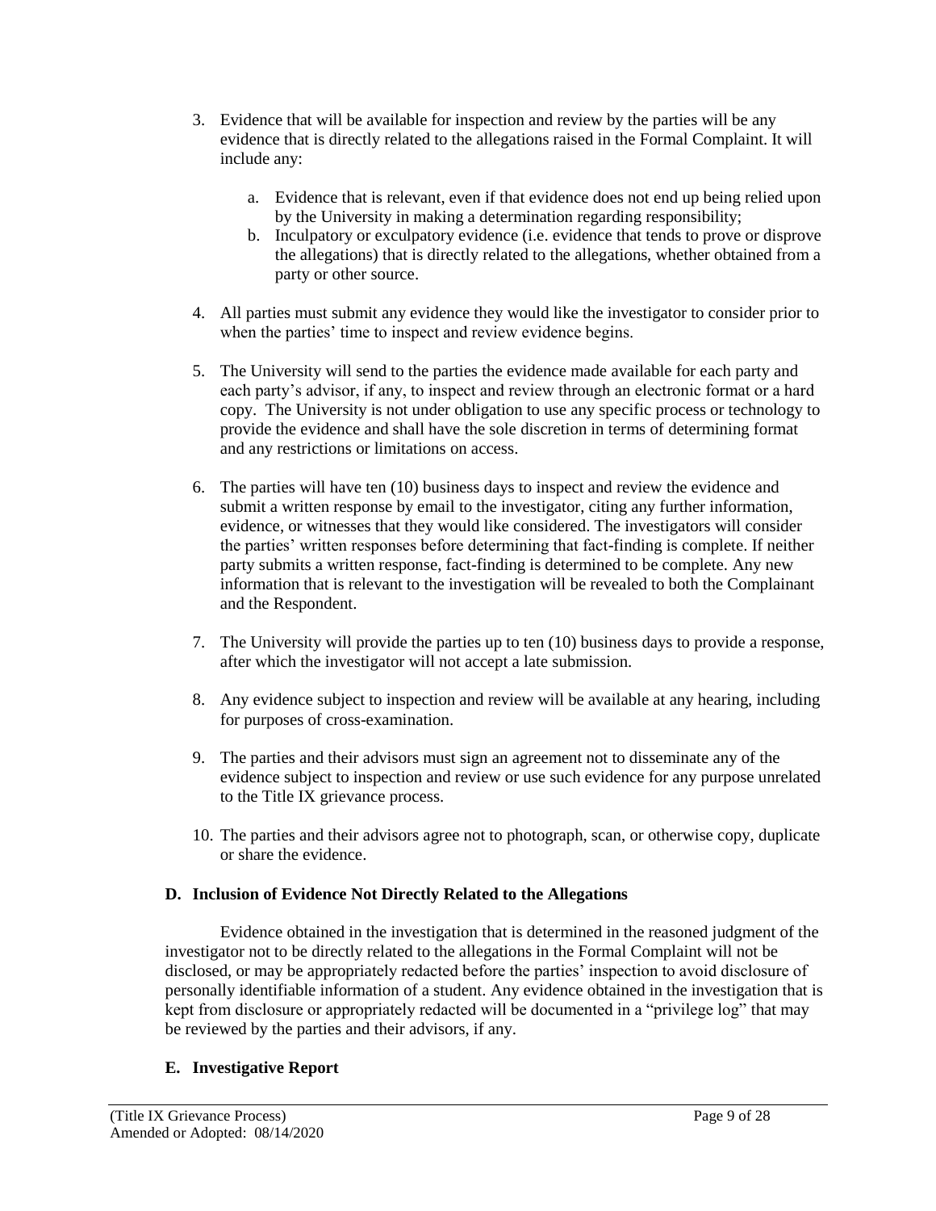3. Evidence that will be available for inspection and review by the parties will be any evidence that is directly related to the allegations raised in the Formal Complaint. It will include any:

    a. Evidence that is relevant, even if that evidence does not end up being relied upon by the University in making a determination regarding responsibility;
    b. Inculpatory or exculpatory evidence (i.e. evidence that tends to prove or disprove the allegations) that is directly related to the allegations, whether obtained from a party or other source.

4. All parties must submit any evidence they would like the investigator to consider prior to when the parties' time to inspect and review evidence begins.

5. The University will send to the parties the evidence made available for each party and each party's advisor, if any, to inspect and review through an electronic format or a hard copy. The University is not under obligation to use any specific process or technology to provide the evidence and shall have the sole discretion in terms of determining format and any restrictions or limitations on access.

6. The parties will have ten (10) business days to inspect and review the evidence and submit a written response by email to the investigator, citing any further information, evidence, or witnesses that they would like considered. The investigators will consider the parties' written responses before determining that fact-finding is complete. If neither party submits a written response, fact-finding is determined to be complete. Any new information that is relevant to the investigation will be revealed to both the Complainant and the Respondent.

7. The University will provide the parties up to ten (10) business days to provide a response, after which the investigator will not accept a late submission.

8. Any evidence subject to inspection and review will be available at any hearing, including for purposes of cross-examination.

9. The parties and their advisors must sign an agreement not to disseminate any of the evidence subject to inspection and review or use such evidence for any purpose unrelated to the Title IX grievance process.

10. The parties and their advisors agree not to photograph, scan, or otherwise copy, duplicate or share the evidence.

### D. Inclusion of Evidence Not Directly Related to the Allegations

Evidence obtained in the investigation that is determined in the reasoned judgment of the investigator not to be directly related to the allegations in the Formal Complaint will not be disclosed, or may be appropriately redacted before the parties' inspection to avoid disclosure of personally identifiable information of a student. Any evidence obtained in the investigation that is kept from disclosure or appropriately redacted will be documented in a "privilege log" that may be reviewed by the parties and their advisors, if any.

### E. Investigative Report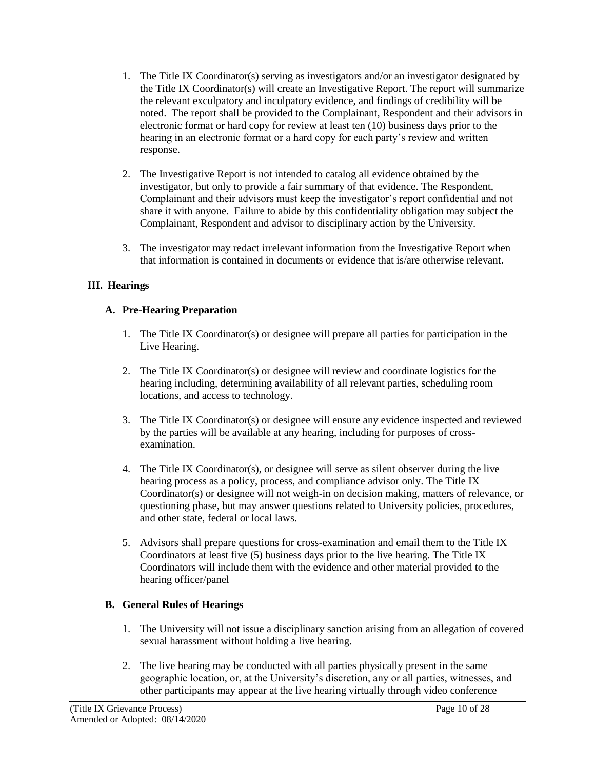1. The Title IX Coordinator(s) serving as investigators and/or an investigator designated by the Title IX Coordinator(s) will create an Investigative Report. The report will summarize the relevant exculpatory and inculpatory evidence, and findings of credibility will be noted. The report shall be provided to the Complainant, Respondent and their advisors in electronic format or hard copy for review at least ten (10) business days prior to the hearing in an electronic format or a hard copy for each party's review and written response.

2. The Investigative Report is not intended to catalog all evidence obtained by the investigator, but only to provide a fair summary of that evidence. The Respondent, Complainant and their advisors must keep the investigator's report confidential and not share it with anyone. Failure to abide by this confidentiality obligation may subject the Complainant, Respondent and advisor to disciplinary action by the University.

3. The investigator may redact irrelevant information from the Investigative Report when that information is contained in documents or evidence that is/are otherwise relevant.

## III. Hearings

### A. Pre-Hearing Preparation

1. The Title IX Coordinator(s) or designee will prepare all parties for participation in the Live Hearing.

2. The Title IX Coordinator(s) or designee will review and coordinate logistics for the hearing including, determining availability of all relevant parties, scheduling room locations, and access to technology.

3. The Title IX Coordinator(s) or designee will ensure any evidence inspected and reviewed by the parties will be available at any hearing, including for purposes of cross-examination.

4. The Title IX Coordinator(s), or designee will serve as silent observer during the live hearing process as a policy, process, and compliance advisor only. The Title IX Coordinator(s) or designee will not weigh-in on decision making, matters of relevance, or questioning phase, but may answer questions related to University policies, procedures, and other state, federal or local laws.

5. Advisors shall prepare questions for cross-examination and email them to the Title IX Coordinators at least five (5) business days prior to the live hearing. The Title IX Coordinators will include them with the evidence and other material provided to the hearing officer/panel

### B. General Rules of Hearings

1. The University will not issue a disciplinary sanction arising from an allegation of covered sexual harassment without holding a live hearing.

2. The live hearing may be conducted with all parties physically present in the same geographic location, or, at the University's discretion, any or all parties, witnesses, and other participants may appear at the live hearing virtually through video conference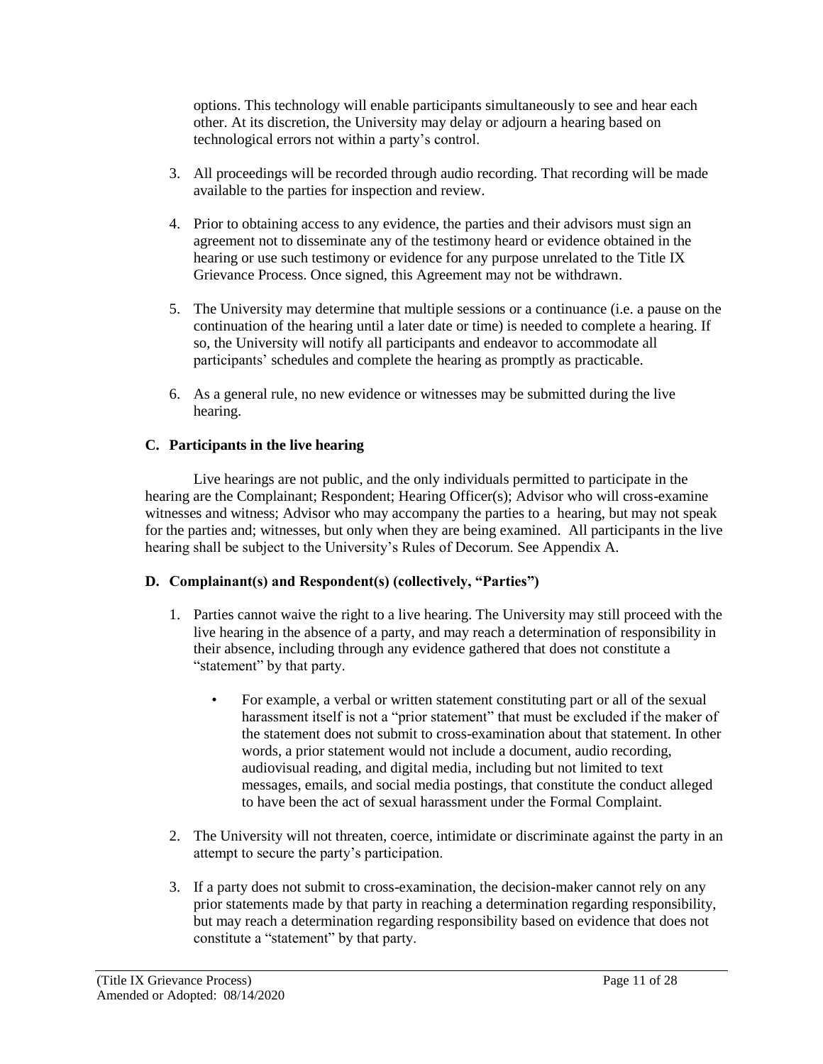options. This technology will enable participants simultaneously to see and hear each other. At its discretion, the University may delay or adjourn a hearing based on technological errors not within a party's control.

3. All proceedings will be recorded through audio recording. That recording will be made available to the parties for inspection and review.

4. Prior to obtaining access to any evidence, the parties and their advisors must sign an agreement not to disseminate any of the testimony heard or evidence obtained in the hearing or use such testimony or evidence for any purpose unrelated to the Title IX Grievance Process. Once signed, this Agreement may not be withdrawn.

5. The University may determine that multiple sessions or a continuance (i.e. a pause on the continuation of the hearing until a later date or time) is needed to complete a hearing. If so, the University will notify all participants and endeavor to accommodate all participants' schedules and complete the hearing as promptly as practicable.

6. As a general rule, no new evidence or witnesses may be submitted during the live hearing.

### C. Participants in the live hearing

Live hearings are not public, and the only individuals permitted to participate in the hearing are the Complainant; Respondent; Hearing Officer(s); Advisor who will cross-examine witnesses and witness; Advisor who may accompany the parties to a hearing, but may not speak for the parties and; witnesses, but only when they are being examined. All participants in the live hearing shall be subject to the University's Rules of Decorum. See Appendix A.

### D. Complainant(s) and Respondent(s) (collectively, "Parties")

1. Parties cannot waive the right to a live hearing. The University may still proceed with the live hearing in the absence of a party, and may reach a determination of responsibility in their absence, including through any evidence gathered that does not constitute a "statement" by that party.

   - For example, a verbal or written statement constituting part or all of the sexual harassment itself is not a "prior statement" that must be excluded if the maker of the statement does not submit to cross-examination about that statement. In other words, a prior statement would not include a document, audio recording, audiovisual reading, and digital media, including but not limited to text messages, emails, and social media postings, that constitute the conduct alleged to have been the act of sexual harassment under the Formal Complaint.

2. The University will not threaten, coerce, intimidate or discriminate against the party in an attempt to secure the party's participation.

3. If a party does not submit to cross-examination, the decision-maker cannot rely on any prior statements made by that party in reaching a determination regarding responsibility, but may reach a determination regarding responsibility based on evidence that does not constitute a "statement" by that party.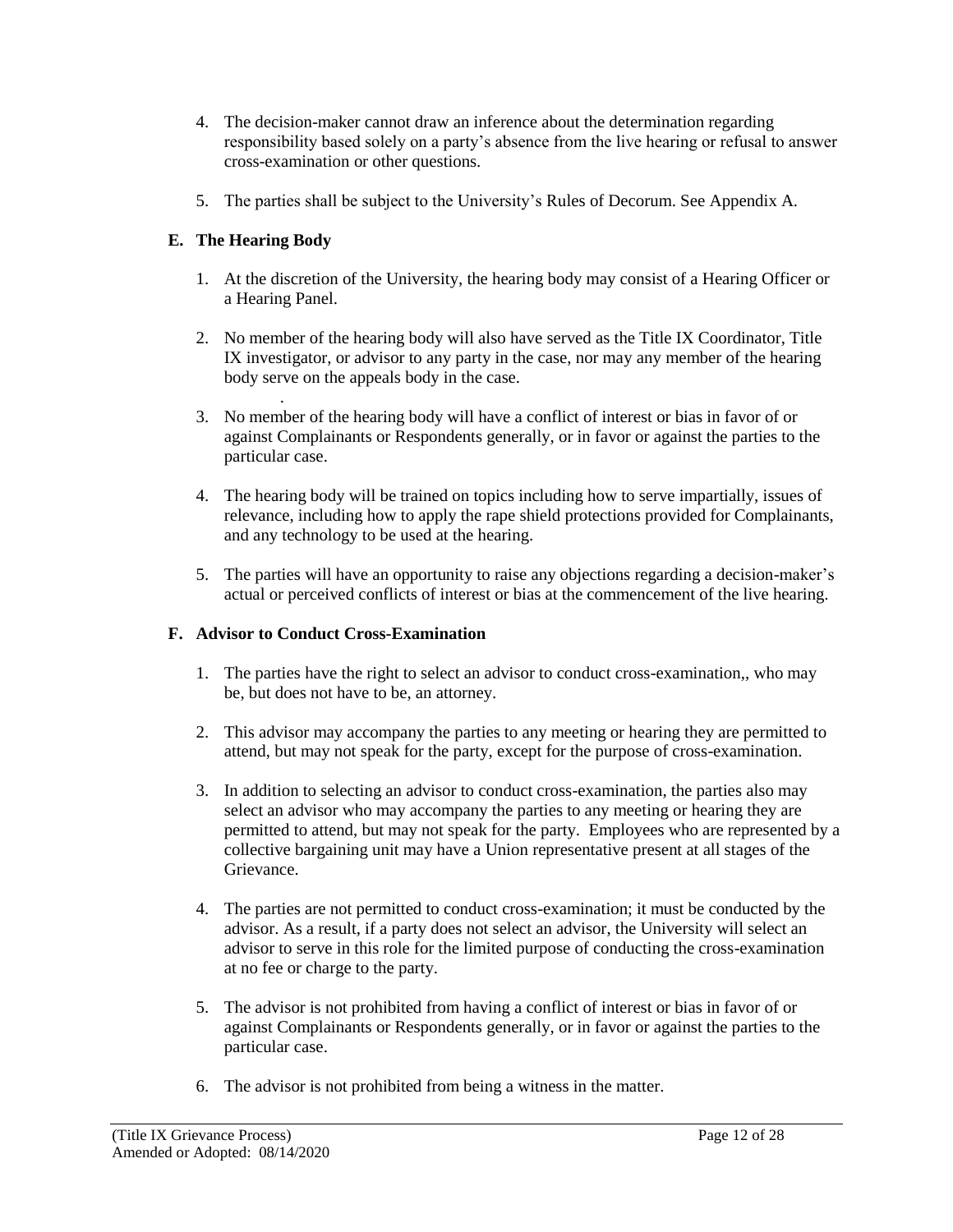4. The decision-maker cannot draw an inference about the determination regarding responsibility based solely on a party's absence from the live hearing or refusal to answer cross-examination or other questions.

5. The parties shall be subject to the University's Rules of Decorum. See Appendix A.

### E. The Hearing Body

1. At the discretion of the University, the hearing body may consist of a Hearing Officer or a Hearing Panel.

2. No member of the hearing body will also have served as the Title IX Coordinator, Title IX investigator, or advisor to any party in the case, nor may any member of the hearing body serve on the appeals body in the case.

3. No member of the hearing body will have a conflict of interest or bias in favor of or against Complainants or Respondents generally, or in favor or against the parties to the particular case.

4. The hearing body will be trained on topics including how to serve impartially, issues of relevance, including how to apply the rape shield protections provided for Complainants, and any technology to be used at the hearing.

5. The parties will have an opportunity to raise any objections regarding a decision-maker's actual or perceived conflicts of interest or bias at the commencement of the live hearing.

### F. Advisor to Conduct Cross-Examination

1. The parties have the right to select an advisor to conduct cross-examination,, who may be, but does not have to be, an attorney.

2. This advisor may accompany the parties to any meeting or hearing they are permitted to attend, but may not speak for the party, except for the purpose of cross-examination.

3. In addition to selecting an advisor to conduct cross-examination, the parties also may select an advisor who may accompany the parties to any meeting or hearing they are permitted to attend, but may not speak for the party. Employees who are represented by a collective bargaining unit may have a Union representative present at all stages of the Grievance.

4. The parties are not permitted to conduct cross-examination; it must be conducted by the advisor. As a result, if a party does not select an advisor, the University will select an advisor to serve in this role for the limited purpose of conducting the cross-examination at no fee or charge to the party.

5. The advisor is not prohibited from having a conflict of interest or bias in favor of or against Complainants or Respondents generally, or in favor or against the parties to the particular case.

6. The advisor is not prohibited from being a witness in the matter.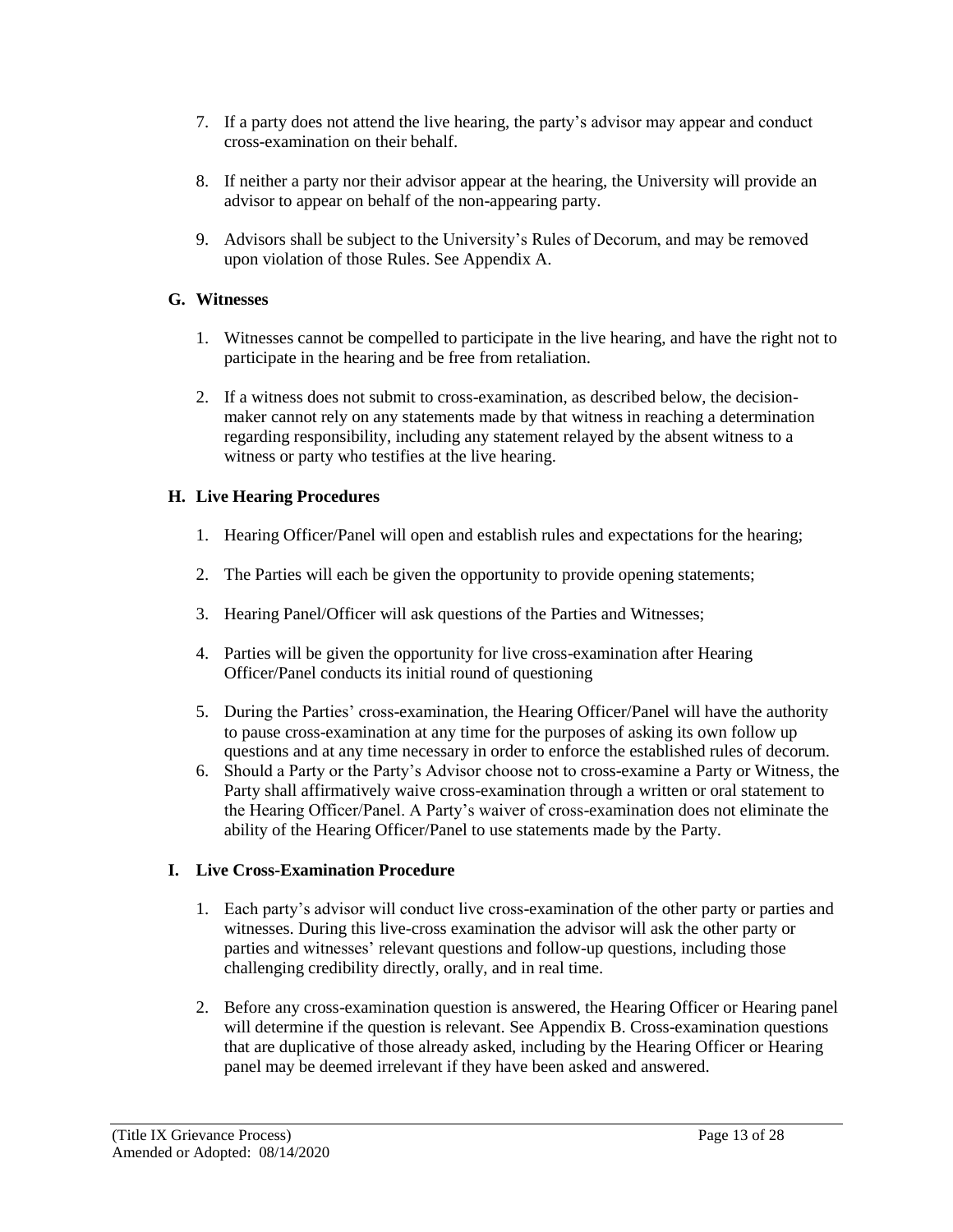7. If a party does not attend the live hearing, the party's advisor may appear and conduct cross-examination on their behalf.

8. If neither a party nor their advisor appear at the hearing, the University will provide an advisor to appear on behalf of the non-appearing party.

9. Advisors shall be subject to the University's Rules of Decorum, and may be removed upon violation of those Rules. See Appendix A.

## G. Witnesses

1. Witnesses cannot be compelled to participate in the live hearing, and have the right not to participate in the hearing and be free from retaliation.

2. If a witness does not submit to cross-examination, as described below, the decision-maker cannot rely on any statements made by that witness in reaching a determination regarding responsibility, including any statement relayed by the absent witness to a witness or party who testifies at the live hearing.

## H. Live Hearing Procedures

1. Hearing Officer/Panel will open and establish rules and expectations for the hearing;

2. The Parties will each be given the opportunity to provide opening statements;

3. Hearing Panel/Officer will ask questions of the Parties and Witnesses;

4. Parties will be given the opportunity for live cross-examination after Hearing Officer/Panel conducts its initial round of questioning

5. During the Parties' cross-examination, the Hearing Officer/Panel will have the authority to pause cross-examination at any time for the purposes of asking its own follow up questions and at any time necessary in order to enforce the established rules of decorum.
6. Should a Party or the Party's Advisor choose not to cross-examine a Party or Witness, the Party shall affirmatively waive cross-examination through a written or oral statement to the Hearing Officer/Panel. A Party's waiver of cross-examination does not eliminate the ability of the Hearing Officer/Panel to use statements made by the Party.

## I. Live Cross-Examination Procedure

1. Each party's advisor will conduct live cross-examination of the other party or parties and witnesses. During this live-cross examination the advisor will ask the other party or parties and witnesses' relevant questions and follow-up questions, including those challenging credibility directly, orally, and in real time.

2. Before any cross-examination question is answered, the Hearing Officer or Hearing panel will determine if the question is relevant. See Appendix B. Cross-examination questions that are duplicative of those already asked, including by the Hearing Officer or Hearing panel may be deemed irrelevant if they have been asked and answered.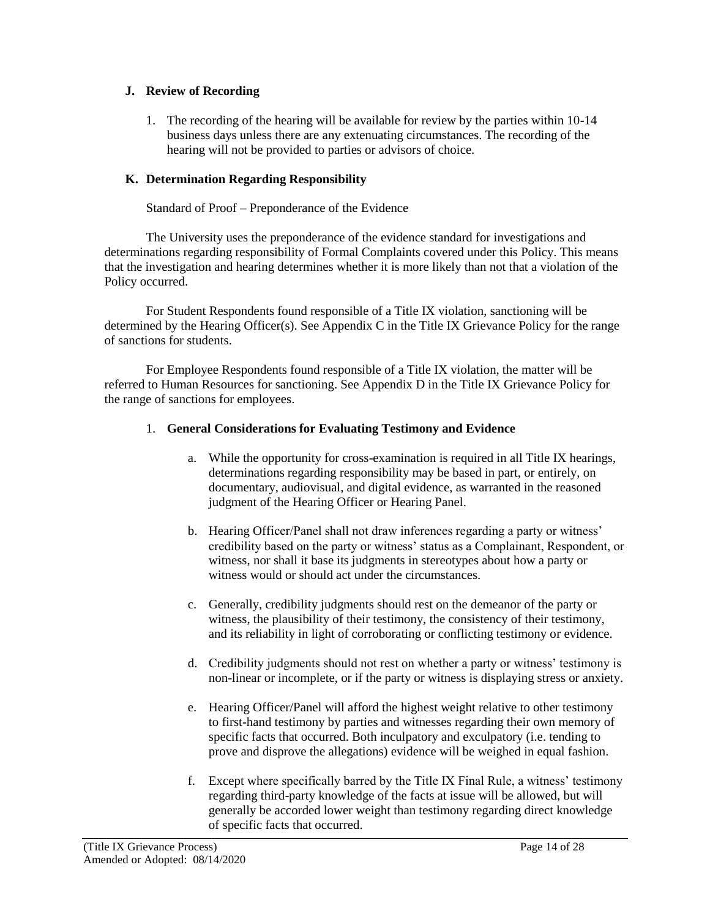### J. Review of Recording

1. The recording of the hearing will be available for review by the parties within 10-14 business days unless there are any extenuating circumstances. The recording of the hearing will not be provided to parties or advisors of choice.

### K. Determination Regarding Responsibility

Standard of Proof – Preponderance of the Evidence

The University uses the preponderance of the evidence standard for investigations and determinations regarding responsibility of Formal Complaints covered under this Policy. This means that the investigation and hearing determines whether it is more likely than not that a violation of the Policy occurred.

For Student Respondents found responsible of a Title IX violation, sanctioning will be determined by the Hearing Officer(s). See Appendix C in the Title IX Grievance Policy for the range of sanctions for students.

For Employee Respondents found responsible of a Title IX violation, the matter will be referred to Human Resources for sanctioning. See Appendix D in the Title IX Grievance Policy for the range of sanctions for employees.

1. **General Considerations for Evaluating Testimony and Evidence**

    a. While the opportunity for cross-examination is required in all Title IX hearings, determinations regarding responsibility may be based in part, or entirely, on documentary, audiovisual, and digital evidence, as warranted in the reasoned judgment of the Hearing Officer or Hearing Panel.

    b. Hearing Officer/Panel shall not draw inferences regarding a party or witness' credibility based on the party or witness' status as a Complainant, Respondent, or witness, nor shall it base its judgments in stereotypes about how a party or witness would or should act under the circumstances.

    c. Generally, credibility judgments should rest on the demeanor of the party or witness, the plausibility of their testimony, the consistency of their testimony, and its reliability in light of corroborating or conflicting testimony or evidence.

    d. Credibility judgments should not rest on whether a party or witness' testimony is non-linear or incomplete, or if the party or witness is displaying stress or anxiety.

    e. Hearing Officer/Panel will afford the highest weight relative to other testimony to first-hand testimony by parties and witnesses regarding their own memory of specific facts that occurred. Both inculpatory and exculpatory (i.e. tending to prove and disprove the allegations) evidence will be weighed in equal fashion.

    f. Except where specifically barred by the Title IX Final Rule, a witness' testimony regarding third-party knowledge of the facts at issue will be allowed, but will generally be accorded lower weight than testimony regarding direct knowledge of specific facts that occurred.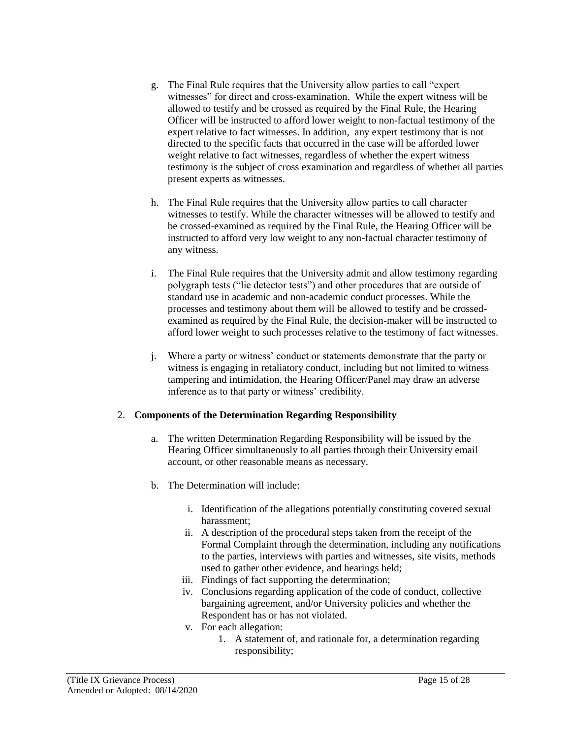g. The Final Rule requires that the University allow parties to call "expert witnesses" for direct and cross-examination. While the expert witness will be allowed to testify and be crossed as required by the Final Rule, the Hearing Officer will be instructed to afford lower weight to non-factual testimony of the expert relative to fact witnesses. In addition, any expert testimony that is not directed to the specific facts that occurred in the case will be afforded lower weight relative to fact witnesses, regardless of whether the expert witness testimony is the subject of cross examination and regardless of whether all parties present experts as witnesses.

h. The Final Rule requires that the University allow parties to call character witnesses to testify. While the character witnesses will be allowed to testify and be crossed-examined as required by the Final Rule, the Hearing Officer will be instructed to afford very low weight to any non-factual character testimony of any witness.

i. The Final Rule requires that the University admit and allow testimony regarding polygraph tests ("lie detector tests") and other procedures that are outside of standard use in academic and non-academic conduct processes. While the processes and testimony about them will be allowed to testify and be crossed-examined as required by the Final Rule, the decision-maker will be instructed to afford lower weight to such processes relative to the testimony of fact witnesses.

j. Where a party or witness' conduct or statements demonstrate that the party or witness is engaging in retaliatory conduct, including but not limited to witness tampering and intimidation, the Hearing Officer/Panel may draw an adverse inference as to that party or witness' credibility.

2. **Components of the Determination Regarding Responsibility**

   a. The written Determination Regarding Responsibility will be issued by the Hearing Officer simultaneously to all parties through their University email account, or other reasonable means as necessary.

   b. The Determination will include:

      i. Identification of the allegations potentially constituting covered sexual harassment;
      ii. A description of the procedural steps taken from the receipt of the Formal Complaint through the determination, including any notifications to the parties, interviews with parties and witnesses, site visits, methods used to gather other evidence, and hearings held;
      iii. Findings of fact supporting the determination;
      iv. Conclusions regarding application of the code of conduct, collective bargaining agreement, and/or University policies and whether the Respondent has or has not violated.
      v. For each allegation:
         1. A statement of, and rationale for, a determination regarding responsibility;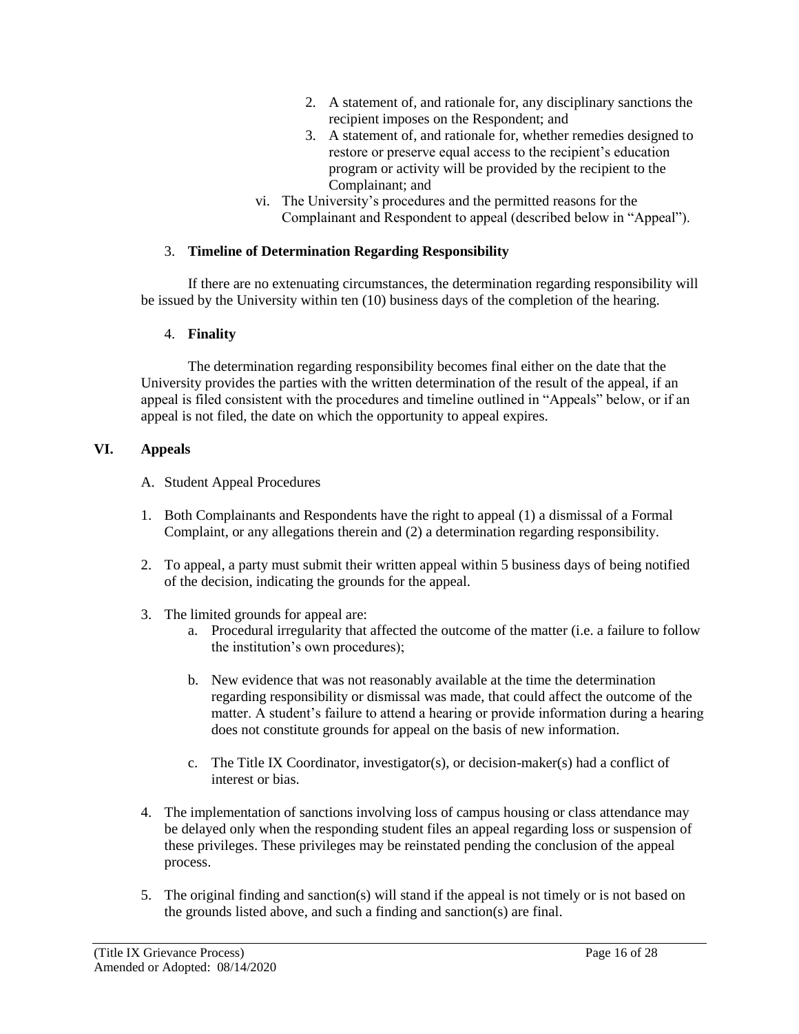2. A statement of, and rationale for, any disciplinary sanctions the recipient imposes on the Respondent; and
3. A statement of, and rationale for, whether remedies designed to restore or preserve equal access to the recipient's education program or activity will be provided by the recipient to the Complainant; and

vi. The University's procedures and the permitted reasons for the Complainant and Respondent to appeal (described below in "Appeal").

3. **Timeline of Determination Regarding Responsibility**

If there are no extenuating circumstances, the determination regarding responsibility will be issued by the University within ten (10) business days of the completion of the hearing.

4. **Finality**

The determination regarding responsibility becomes final either on the date that the University provides the parties with the written determination of the result of the appeal, if an appeal is filed consistent with the procedures and timeline outlined in "Appeals" below, or if an appeal is not filed, the date on which the opportunity to appeal expires.

## VI. Appeals

A. Student Appeal Procedures

1. Both Complainants and Respondents have the right to appeal (1) a dismissal of a Formal Complaint, or any allegations therein and (2) a determination regarding responsibility.

2. To appeal, a party must submit their written appeal within 5 business days of being notified of the decision, indicating the grounds for the appeal.

3. The limited grounds for appeal are:
   a. Procedural irregularity that affected the outcome of the matter (i.e. a failure to follow the institution's own procedures);

   b. New evidence that was not reasonably available at the time the determination regarding responsibility or dismissal was made, that could affect the outcome of the matter. A student's failure to attend a hearing or provide information during a hearing does not constitute grounds for appeal on the basis of new information.

   c. The Title IX Coordinator, investigator(s), or decision-maker(s) had a conflict of interest or bias.

4. The implementation of sanctions involving loss of campus housing or class attendance may be delayed only when the responding student files an appeal regarding loss or suspension of these privileges. These privileges may be reinstated pending the conclusion of the appeal process.

5. The original finding and sanction(s) will stand if the appeal is not timely or is not based on the grounds listed above, and such a finding and sanction(s) are final.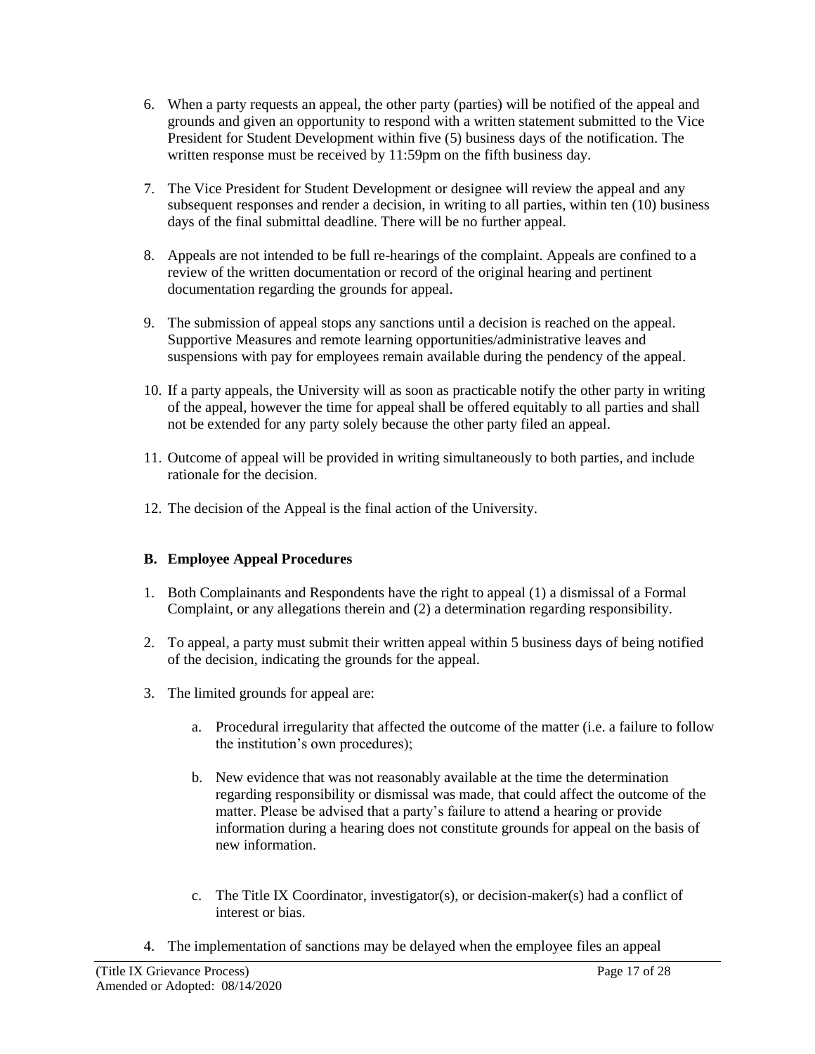6. When a party requests an appeal, the other party (parties) will be notified of the appeal and grounds and given an opportunity to respond with a written statement submitted to the Vice President for Student Development within five (5) business days of the notification. The written response must be received by 11:59pm on the fifth business day.

7. The Vice President for Student Development or designee will review the appeal and any subsequent responses and render a decision, in writing to all parties, within ten (10) business days of the final submittal deadline. There will be no further appeal.

8. Appeals are not intended to be full re-hearings of the complaint. Appeals are confined to a review of the written documentation or record of the original hearing and pertinent documentation regarding the grounds for appeal.

9. The submission of appeal stops any sanctions until a decision is reached on the appeal. Supportive Measures and remote learning opportunities/administrative leaves and suspensions with pay for employees remain available during the pendency of the appeal.

10. If a party appeals, the University will as soon as practicable notify the other party in writing of the appeal, however the time for appeal shall be offered equitably to all parties and shall not be extended for any party solely because the other party filed an appeal.

11. Outcome of appeal will be provided in writing simultaneously to both parties, and include rationale for the decision.

12. The decision of the Appeal is the final action of the University.

### B. Employee Appeal Procedures

1. Both Complainants and Respondents have the right to appeal (1) a dismissal of a Formal Complaint, or any allegations therein and (2) a determination regarding responsibility.

2. To appeal, a party must submit their written appeal within 5 business days of being notified of the decision, indicating the grounds for the appeal.

3. The limited grounds for appeal are:

   a. Procedural irregularity that affected the outcome of the matter (i.e. a failure to follow the institution's own procedures);

   b. New evidence that was not reasonably available at the time the determination regarding responsibility or dismissal was made, that could affect the outcome of the matter. Please be advised that a party's failure to attend a hearing or provide information during a hearing does not constitute grounds for appeal on the basis of new information.

   c. The Title IX Coordinator, investigator(s), or decision-maker(s) had a conflict of interest or bias.

4. The implementation of sanctions may be delayed when the employee files an appeal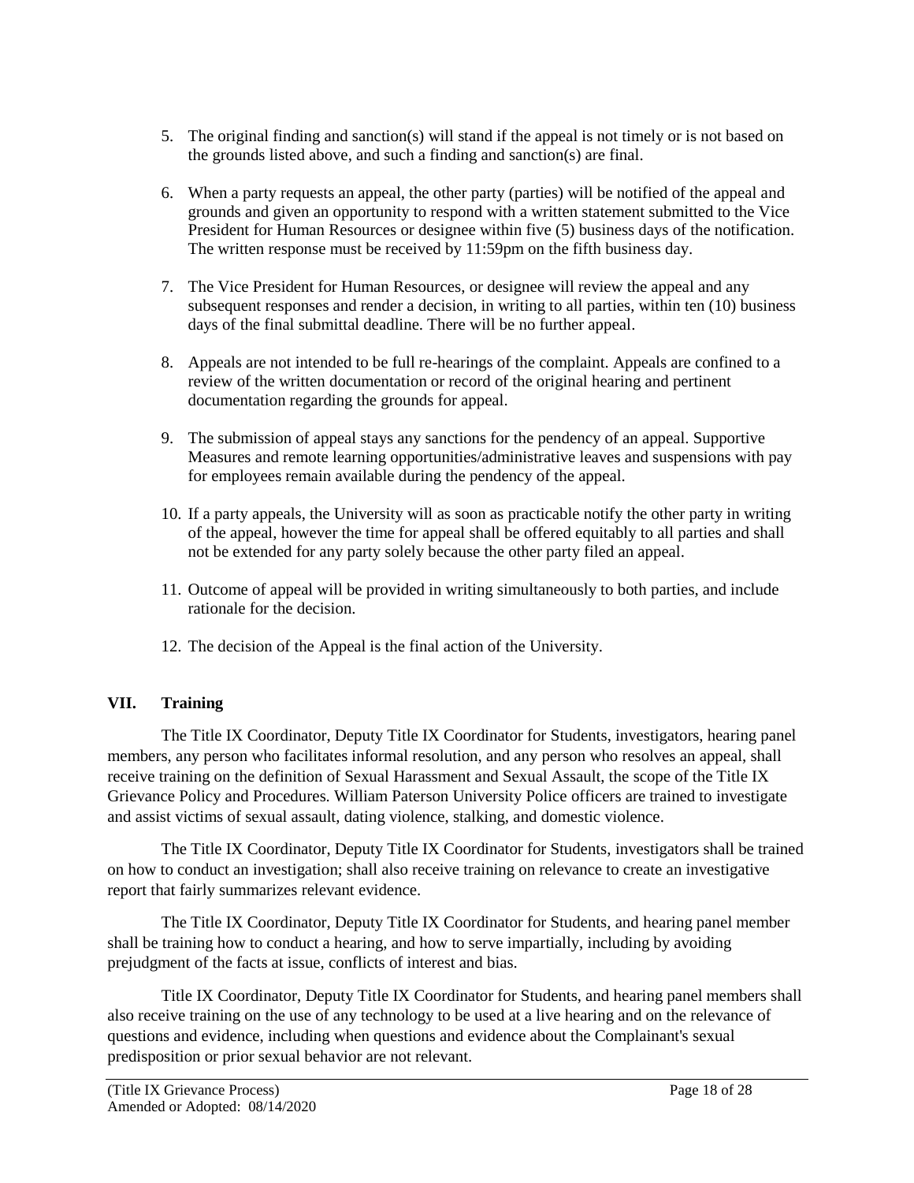5. The original finding and sanction(s) will stand if the appeal is not timely or is not based on the grounds listed above, and such a finding and sanction(s) are final.

6. When a party requests an appeal, the other party (parties) will be notified of the appeal and grounds and given an opportunity to respond with a written statement submitted to the Vice President for Human Resources or designee within five (5) business days of the notification. The written response must be received by 11:59pm on the fifth business day.

7. The Vice President for Human Resources, or designee will review the appeal and any subsequent responses and render a decision, in writing to all parties, within ten (10) business days of the final submittal deadline. There will be no further appeal.

8. Appeals are not intended to be full re-hearings of the complaint. Appeals are confined to a review of the written documentation or record of the original hearing and pertinent documentation regarding the grounds for appeal.

9. The submission of appeal stays any sanctions for the pendency of an appeal. Supportive Measures and remote learning opportunities/administrative leaves and suspensions with pay for employees remain available during the pendency of the appeal.

10. If a party appeals, the University will as soon as practicable notify the other party in writing of the appeal, however the time for appeal shall be offered equitably to all parties and shall not be extended for any party solely because the other party filed an appeal.

11. Outcome of appeal will be provided in writing simultaneously to both parties, and include rationale for the decision.

12. The decision of the Appeal is the final action of the University.

## VII. Training

The Title IX Coordinator, Deputy Title IX Coordinator for Students, investigators, hearing panel members, any person who facilitates informal resolution, and any person who resolves an appeal, shall receive training on the definition of Sexual Harassment and Sexual Assault, the scope of the Title IX Grievance Policy and Procedures. William Paterson University Police officers are trained to investigate and assist victims of sexual assault, dating violence, stalking, and domestic violence.

The Title IX Coordinator, Deputy Title IX Coordinator for Students, investigators shall be trained on how to conduct an investigation; shall also receive training on relevance to create an investigative report that fairly summarizes relevant evidence.

The Title IX Coordinator, Deputy Title IX Coordinator for Students, and hearing panel member shall be training how to conduct a hearing, and how to serve impartially, including by avoiding prejudgment of the facts at issue, conflicts of interest and bias.

Title IX Coordinator, Deputy Title IX Coordinator for Students, and hearing panel members shall also receive training on the use of any technology to be used at a live hearing and on the relevance of questions and evidence, including when questions and evidence about the Complainant's sexual predisposition or prior sexual behavior are not relevant.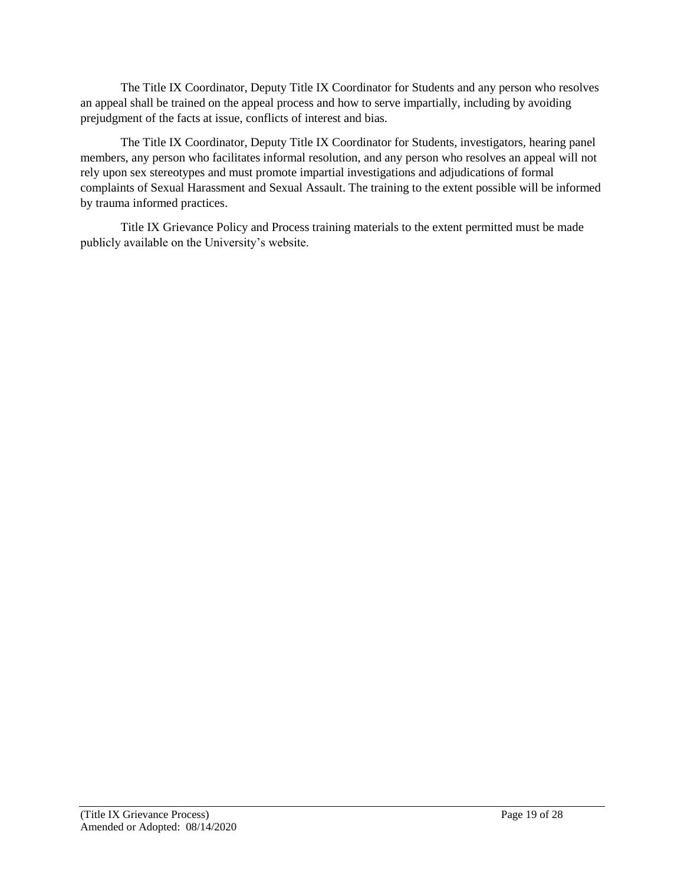The Title IX Coordinator, Deputy Title IX Coordinator for Students and any person who resolves an appeal shall be trained on the appeal process and how to serve impartially, including by avoiding prejudgment of the facts at issue, conflicts of interest and bias.

The Title IX Coordinator, Deputy Title IX Coordinator for Students, investigators, hearing panel members, any person who facilitates informal resolution, and any person who resolves an appeal will not rely upon sex stereotypes and must promote impartial investigations and adjudications of formal complaints of Sexual Harassment and Sexual Assault. The training to the extent possible will be informed by trauma informed practices.

Title IX Grievance Policy and Process training materials to the extent permitted must be made publicly available on the University's website.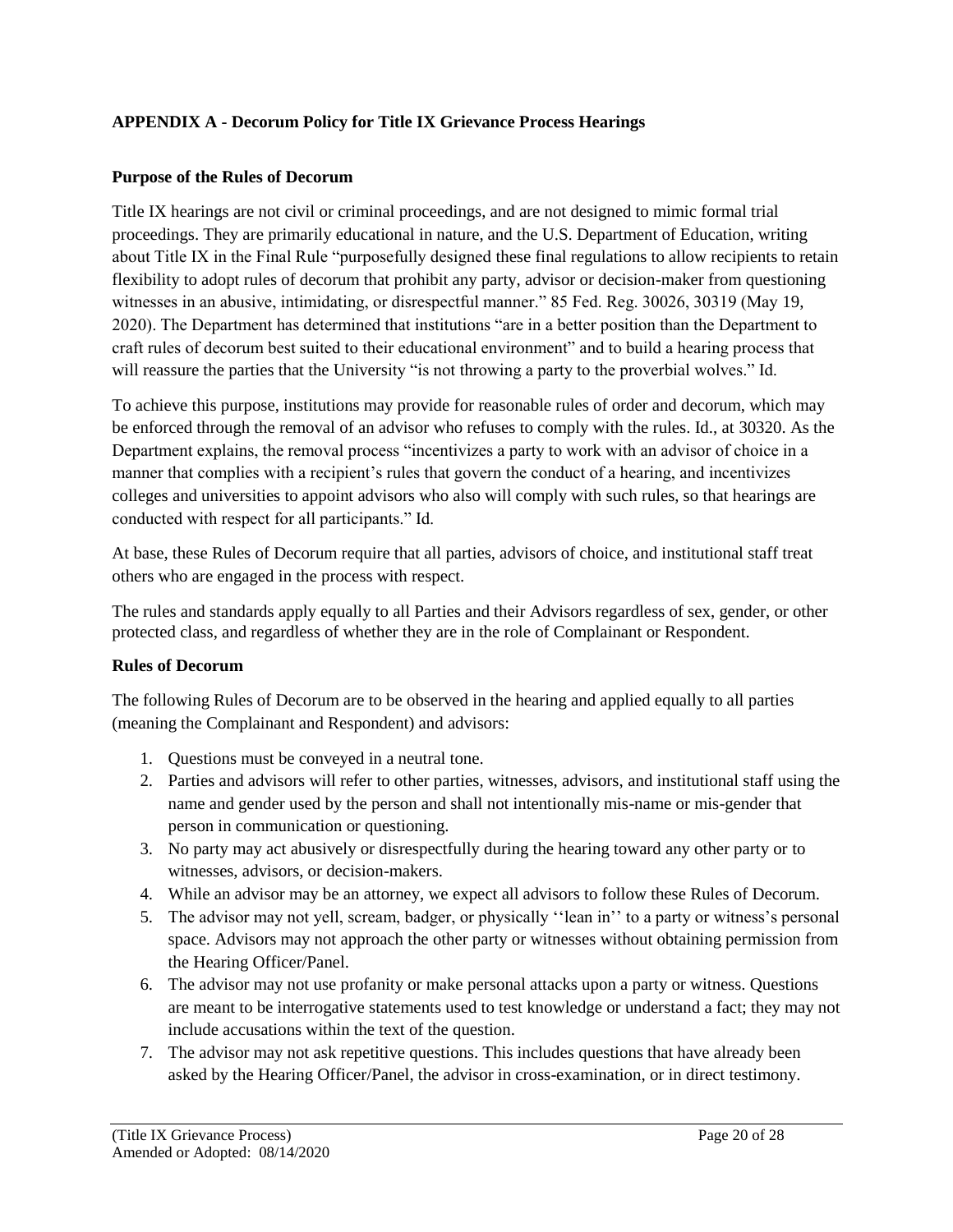## APPENDIX A - Decorum Policy for Title IX Grievance Process Hearings

### Purpose of the Rules of Decorum

Title IX hearings are not civil or criminal proceedings, and are not designed to mimic formal trial proceedings. They are primarily educational in nature, and the U.S. Department of Education, writing about Title IX in the Final Rule "purposefully designed these final regulations to allow recipients to retain flexibility to adopt rules of decorum that prohibit any party, advisor or decision-maker from questioning witnesses in an abusive, intimidating, or disrespectful manner." 85 Fed. Reg. 30026, 30319 (May 19, 2020). The Department has determined that institutions "are in a better position than the Department to craft rules of decorum best suited to their educational environment" and to build a hearing process that will reassure the parties that the University "is not throwing a party to the proverbial wolves." Id.

To achieve this purpose, institutions may provide for reasonable rules of order and decorum, which may be enforced through the removal of an advisor who refuses to comply with the rules. Id., at 30320. As the Department explains, the removal process "incentivizes a party to work with an advisor of choice in a manner that complies with a recipient's rules that govern the conduct of a hearing, and incentivizes colleges and universities to appoint advisors who also will comply with such rules, so that hearings are conducted with respect for all participants." Id.

At base, these Rules of Decorum require that all parties, advisors of choice, and institutional staff treat others who are engaged in the process with respect.

The rules and standards apply equally to all Parties and their Advisors regardless of sex, gender, or other protected class, and regardless of whether they are in the role of Complainant or Respondent.

### Rules of Decorum

The following Rules of Decorum are to be observed in the hearing and applied equally to all parties (meaning the Complainant and Respondent) and advisors:

1. Questions must be conveyed in a neutral tone.
2. Parties and advisors will refer to other parties, witnesses, advisors, and institutional staff using the name and gender used by the person and shall not intentionally mis-name or mis-gender that person in communication or questioning.
3. No party may act abusively or disrespectfully during the hearing toward any other party or to witnesses, advisors, or decision-makers.
4. While an advisor may be an attorney, we expect all advisors to follow these Rules of Decorum.
5. The advisor may not yell, scream, badger, or physically ''lean in'' to a party or witness's personal space. Advisors may not approach the other party or witnesses without obtaining permission from the Hearing Officer/Panel.
6. The advisor may not use profanity or make personal attacks upon a party or witness. Questions are meant to be interrogative statements used to test knowledge or understand a fact; they may not include accusations within the text of the question.
7. The advisor may not ask repetitive questions. This includes questions that have already been asked by the Hearing Officer/Panel, the advisor in cross-examination, or in direct testimony.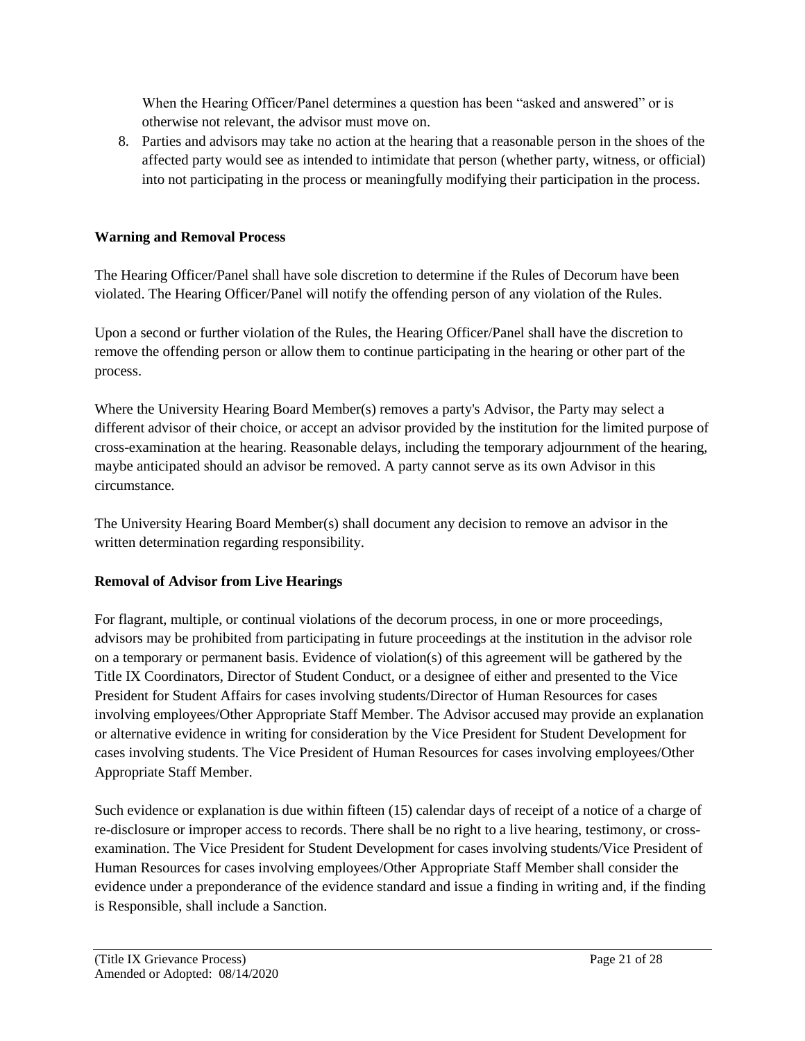When the Hearing Officer/Panel determines a question has been "asked and answered" or is otherwise not relevant, the advisor must move on.

8. Parties and advisors may take no action at the hearing that a reasonable person in the shoes of the affected party would see as intended to intimidate that person (whether party, witness, or official) into not participating in the process or meaningfully modifying their participation in the process.

**Warning and Removal Process**

The Hearing Officer/Panel shall have sole discretion to determine if the Rules of Decorum have been violated. The Hearing Officer/Panel will notify the offending person of any violation of the Rules.

Upon a second or further violation of the Rules, the Hearing Officer/Panel shall have the discretion to remove the offending person or allow them to continue participating in the hearing or other part of the process.

Where the University Hearing Board Member(s) removes a party's Advisor, the Party may select a different advisor of their choice, or accept an advisor provided by the institution for the limited purpose of cross-examination at the hearing. Reasonable delays, including the temporary adjournment of the hearing, maybe anticipated should an advisor be removed. A party cannot serve as its own Advisor in this circumstance.

The University Hearing Board Member(s) shall document any decision to remove an advisor in the written determination regarding responsibility.

**Removal of Advisor from Live Hearings**

For flagrant, multiple, or continual violations of the decorum process, in one or more proceedings, advisors may be prohibited from participating in future proceedings at the institution in the advisor role on a temporary or permanent basis. Evidence of violation(s) of this agreement will be gathered by the Title IX Coordinators, Director of Student Conduct, or a designee of either and presented to the Vice President for Student Affairs for cases involving students/Director of Human Resources for cases involving employees/Other Appropriate Staff Member. The Advisor accused may provide an explanation or alternative evidence in writing for consideration by the Vice President for Student Development for cases involving students. The Vice President of Human Resources for cases involving employees/Other Appropriate Staff Member.

Such evidence or explanation is due within fifteen (15) calendar days of receipt of a notice of a charge of re-disclosure or improper access to records. There shall be no right to a live hearing, testimony, or cross-examination. The Vice President for Student Development for cases involving students/Vice President of Human Resources for cases involving employees/Other Appropriate Staff Member shall consider the evidence under a preponderance of the evidence standard and issue a finding in writing and, if the finding is Responsible, shall include a Sanction.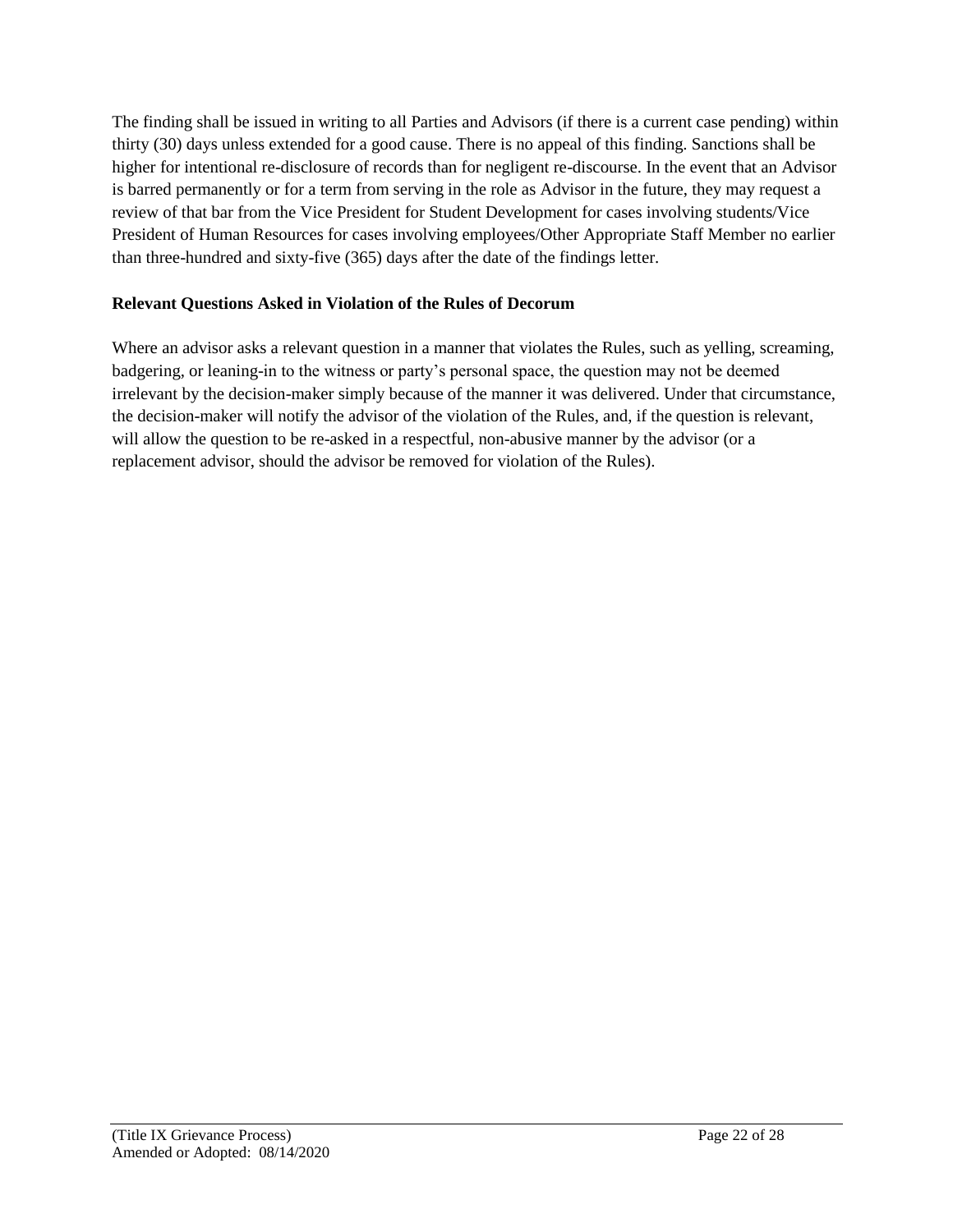The finding shall be issued in writing to all Parties and Advisors (if there is a current case pending) within thirty (30) days unless extended for a good cause. There is no appeal of this finding. Sanctions shall be higher for intentional re-disclosure of records than for negligent re-discourse. In the event that an Advisor is barred permanently or for a term from serving in the role as Advisor in the future, they may request a review of that bar from the Vice President for Student Development for cases involving students/Vice President of Human Resources for cases involving employees/Other Appropriate Staff Member no earlier than three-hundred and sixty-five (365) days after the date of the findings letter.

**Relevant Questions Asked in Violation of the Rules of Decorum**

Where an advisor asks a relevant question in a manner that violates the Rules, such as yelling, screaming, badgering, or leaning-in to the witness or party's personal space, the question may not be deemed irrelevant by the decision-maker simply because of the manner it was delivered. Under that circumstance, the decision-maker will notify the advisor of the violation of the Rules, and, if the question is relevant, will allow the question to be re-asked in a respectful, non-abusive manner by the advisor (or a replacement advisor, should the advisor be removed for violation of the Rules).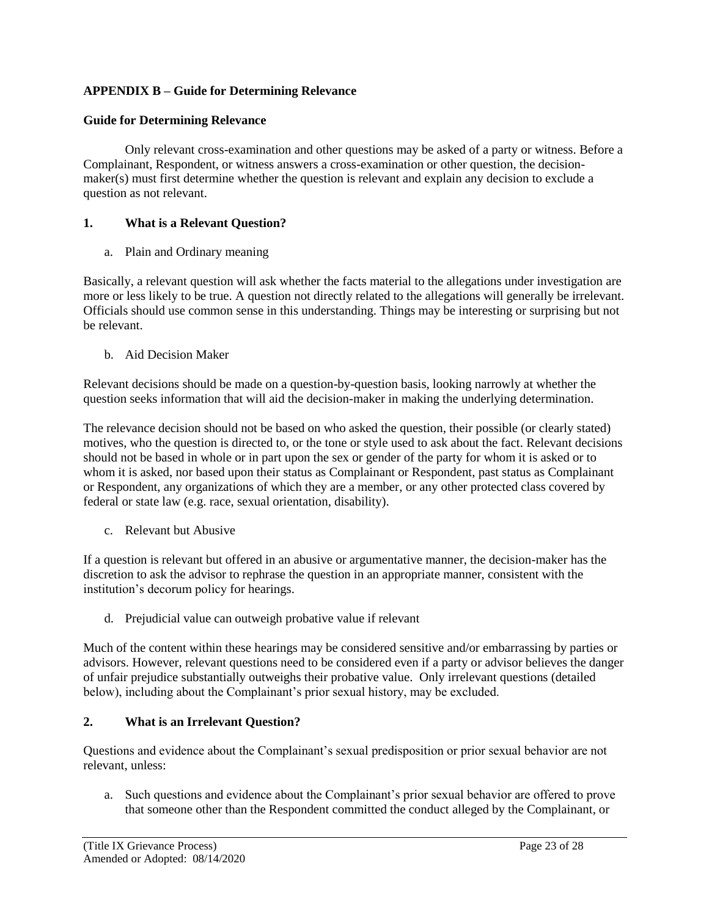**APPENDIX B – Guide for Determining Relevance**

**Guide for Determining Relevance**

Only relevant cross-examination and other questions may be asked of a party or witness. Before a Complainant, Respondent, or witness answers a cross-examination or other question, the decision-maker(s) must first determine whether the question is relevant and explain any decision to exclude a question as not relevant.

**1. What is a Relevant Question?**

a. Plain and Ordinary meaning

Basically, a relevant question will ask whether the facts material to the allegations under investigation are more or less likely to be true. A question not directly related to the allegations will generally be irrelevant. Officials should use common sense in this understanding. Things may be interesting or surprising but not be relevant.

b. Aid Decision Maker

Relevant decisions should be made on a question-by-question basis, looking narrowly at whether the question seeks information that will aid the decision-maker in making the underlying determination.

The relevance decision should not be based on who asked the question, their possible (or clearly stated) motives, who the question is directed to, or the tone or style used to ask about the fact. Relevant decisions should not be based in whole or in part upon the sex or gender of the party for whom it is asked or to whom it is asked, nor based upon their status as Complainant or Respondent, past status as Complainant or Respondent, any organizations of which they are a member, or any other protected class covered by federal or state law (e.g. race, sexual orientation, disability).

c. Relevant but Abusive

If a question is relevant but offered in an abusive or argumentative manner, the decision-maker has the discretion to ask the advisor to rephrase the question in an appropriate manner, consistent with the institution's decorum policy for hearings.

d. Prejudicial value can outweigh probative value if relevant

Much of the content within these hearings may be considered sensitive and/or embarrassing by parties or advisors. However, relevant questions need to be considered even if a party or advisor believes the danger of unfair prejudice substantially outweighs their probative value. Only irrelevant questions (detailed below), including about the Complainant's prior sexual history, may be excluded.

**2. What is an Irrelevant Question?**

Questions and evidence about the Complainant's sexual predisposition or prior sexual behavior are not relevant, unless:

a. Such questions and evidence about the Complainant's prior sexual behavior are offered to prove that someone other than the Respondent committed the conduct alleged by the Complainant, or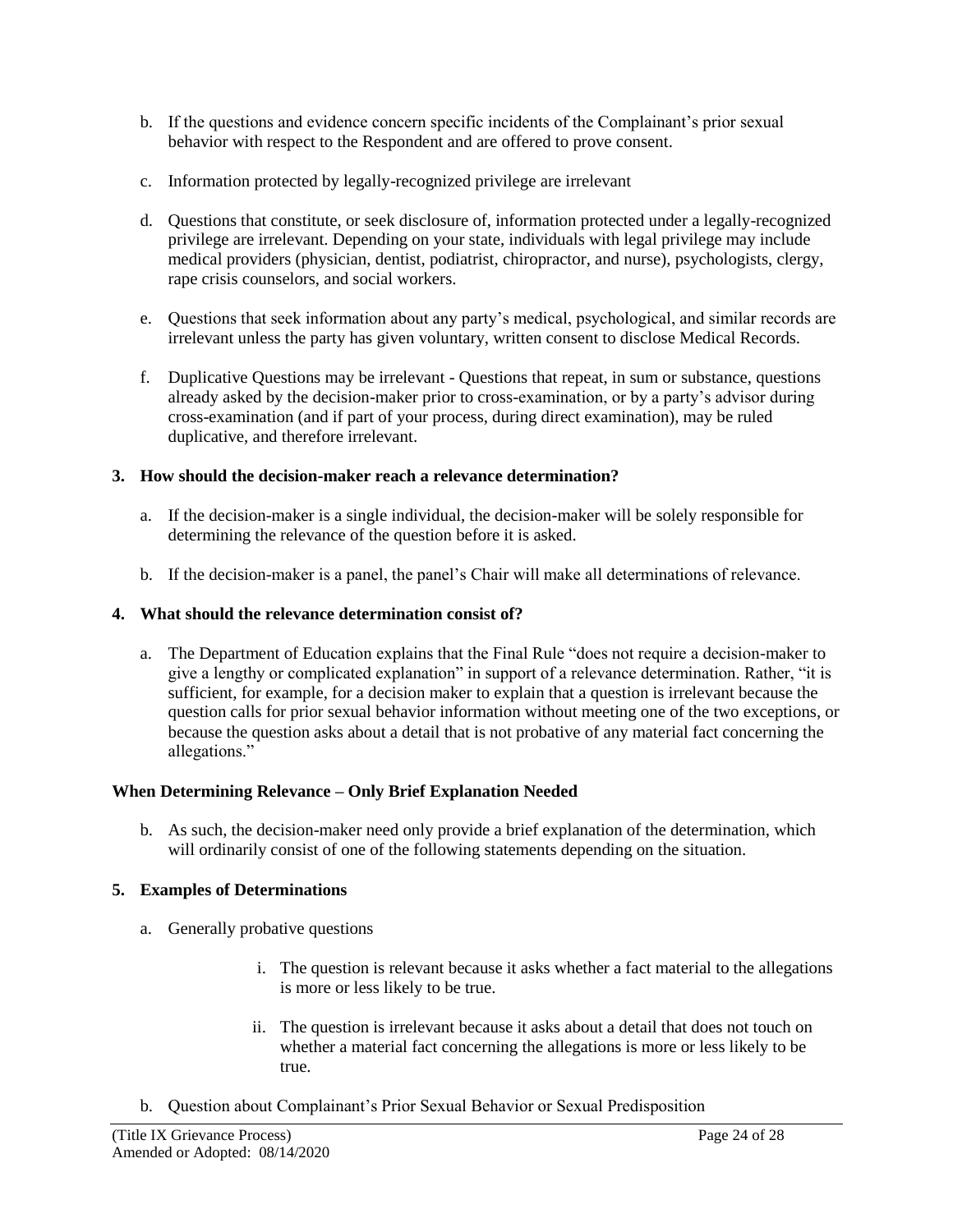b. If the questions and evidence concern specific incidents of the Complainant's prior sexual behavior with respect to the Respondent and are offered to prove consent.

c. Information protected by legally-recognized privilege are irrelevant

d. Questions that constitute, or seek disclosure of, information protected under a legally-recognized privilege are irrelevant. Depending on your state, individuals with legal privilege may include medical providers (physician, dentist, podiatrist, chiropractor, and nurse), psychologists, clergy, rape crisis counselors, and social workers.

e. Questions that seek information about any party's medical, psychological, and similar records are irrelevant unless the party has given voluntary, written consent to disclose Medical Records.

f. Duplicative Questions may be irrelevant - Questions that repeat, in sum or substance, questions already asked by the decision-maker prior to cross-examination, or by a party's advisor during cross-examination (and if part of your process, during direct examination), may be ruled duplicative, and therefore irrelevant.

**3. How should the decision-maker reach a relevance determination?**

a. If the decision-maker is a single individual, the decision-maker will be solely responsible for determining the relevance of the question before it is asked.

b. If the decision-maker is a panel, the panel's Chair will make all determinations of relevance.

**4. What should the relevance determination consist of?**

a. The Department of Education explains that the Final Rule "does not require a decision-maker to give a lengthy or complicated explanation" in support of a relevance determination. Rather, "it is sufficient, for example, for a decision maker to explain that a question is irrelevant because the question calls for prior sexual behavior information without meeting one of the two exceptions, or because the question asks about a detail that is not probative of any material fact concerning the allegations."

**When Determining Relevance – Only Brief Explanation Needed**

b. As such, the decision-maker need only provide a brief explanation of the determination, which will ordinarily consist of one of the following statements depending on the situation.

**5. Examples of Determinations**

a. Generally probative questions

   i. The question is relevant because it asks whether a fact material to the allegations is more or less likely to be true.

   ii. The question is irrelevant because it asks about a detail that does not touch on whether a material fact concerning the allegations is more or less likely to be true.

b. Question about Complainant's Prior Sexual Behavior or Sexual Predisposition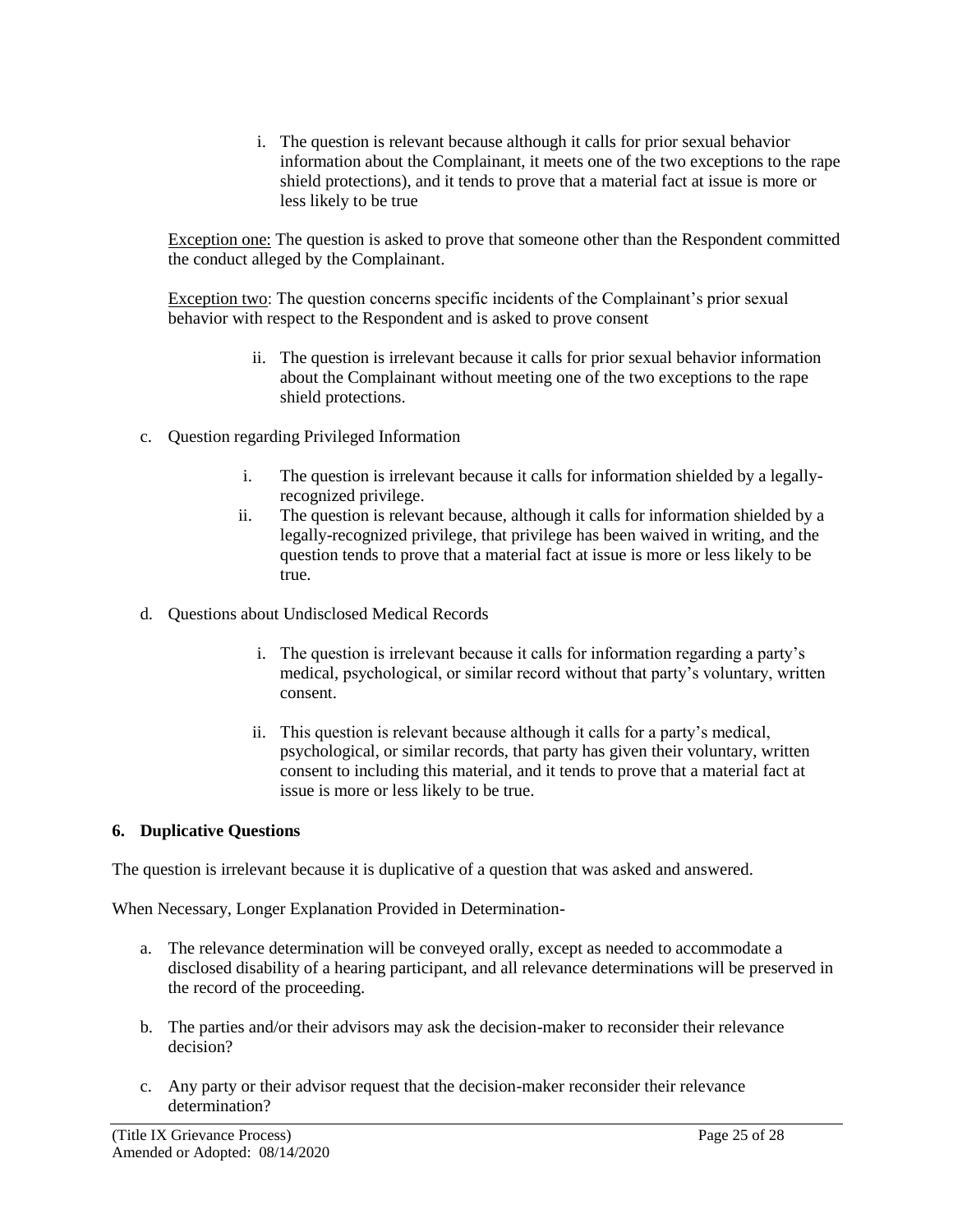i. The question is relevant because although it calls for prior sexual behavior information about the Complainant, it meets one of the two exceptions to the rape shield protections), and it tends to prove that a material fact at issue is more or less likely to be true

<u>Exception one:</u> The question is asked to prove that someone other than the Respondent committed the conduct alleged by the Complainant.

<u>Exception two</u>: The question concerns specific incidents of the Complainant's prior sexual behavior with respect to the Respondent and is asked to prove consent

ii. The question is irrelevant because it calls for prior sexual behavior information about the Complainant without meeting one of the two exceptions to the rape shield protections.

c. Question regarding Privileged Information

   i. The question is irrelevant because it calls for information shielded by a legally-recognized privilege.
   ii. The question is relevant because, although it calls for information shielded by a legally-recognized privilege, that privilege has been waived in writing, and the question tends to prove that a material fact at issue is more or less likely to be true.

d. Questions about Undisclosed Medical Records

   i. The question is irrelevant because it calls for information regarding a party's medical, psychological, or similar record without that party's voluntary, written consent.

   ii. This question is relevant because although it calls for a party's medical, psychological, or similar records, that party has given their voluntary, written consent to including this material, and it tends to prove that a material fact at issue is more or less likely to be true.

**6. Duplicative Questions**

The question is irrelevant because it is duplicative of a question that was asked and answered.

When Necessary, Longer Explanation Provided in Determination-

a. The relevance determination will be conveyed orally, except as needed to accommodate a disclosed disability of a hearing participant, and all relevance determinations will be preserved in the record of the proceeding.

b. The parties and/or their advisors may ask the decision-maker to reconsider their relevance decision?

c. Any party or their advisor request that the decision-maker reconsider their relevance determination?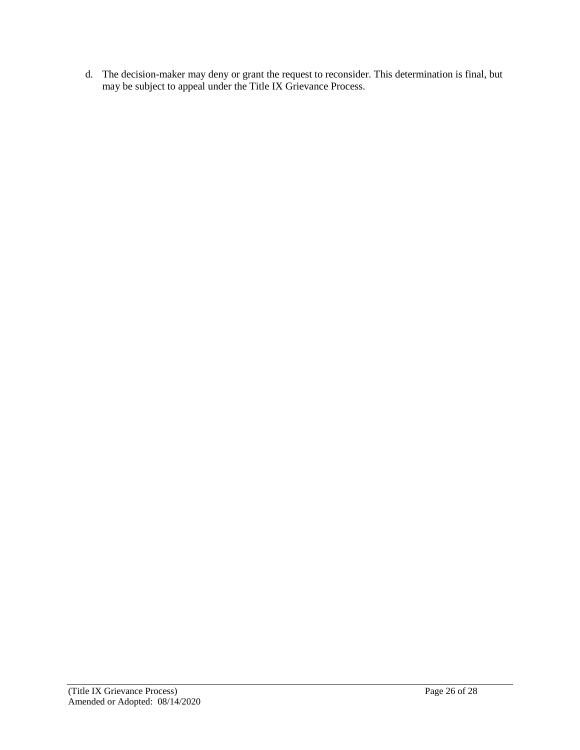d. The decision-maker may deny or grant the request to reconsider. This determination is final, but may be subject to appeal under the Title IX Grievance Process.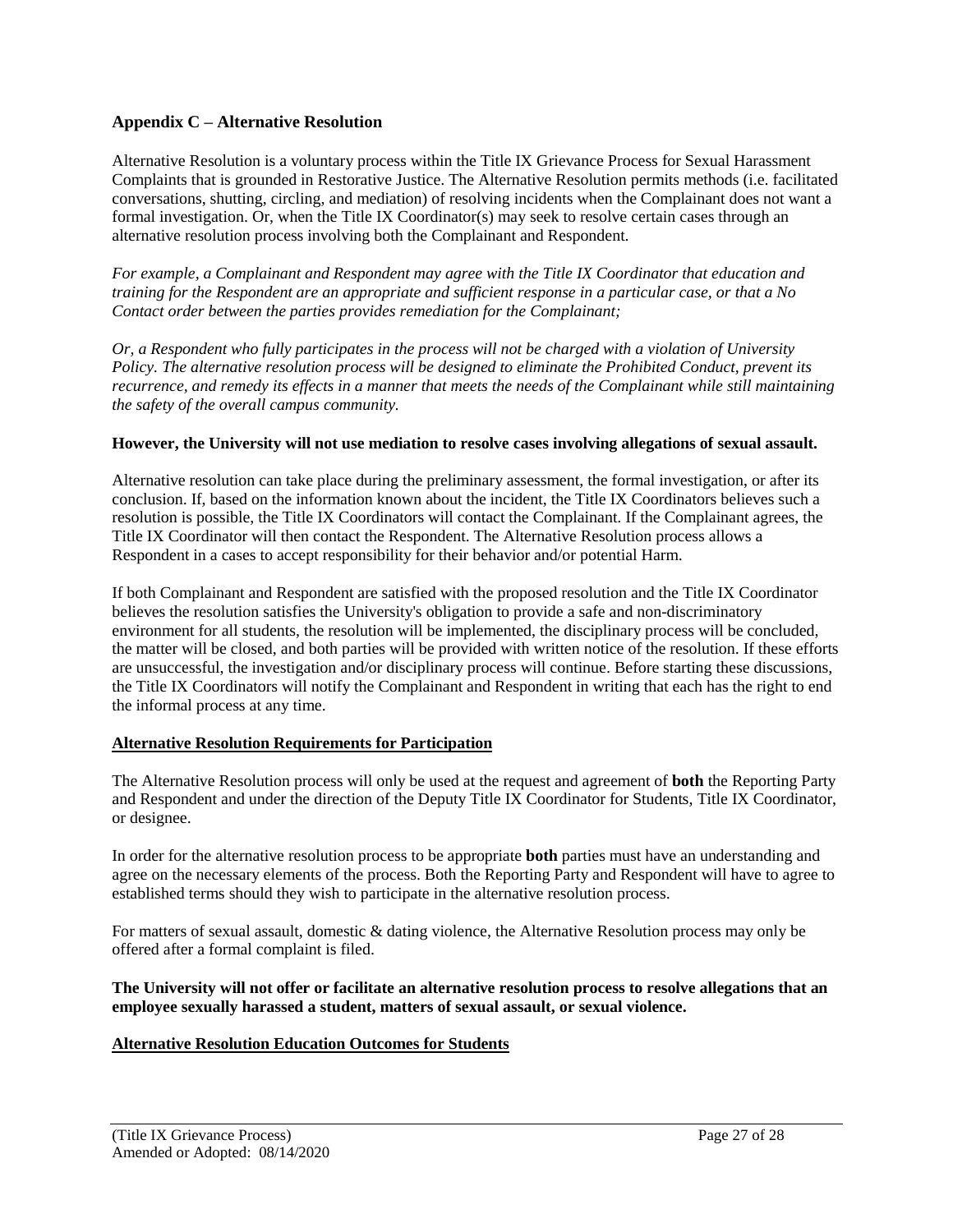## Appendix C – Alternative Resolution

Alternative Resolution is a voluntary process within the Title IX Grievance Process for Sexual Harassment Complaints that is grounded in Restorative Justice. The Alternative Resolution permits methods (i.e. facilitated conversations, shutting, circling, and mediation) of resolving incidents when the Complainant does not want a formal investigation. Or, when the Title IX Coordinator(s) may seek to resolve certain cases through an alternative resolution process involving both the Complainant and Respondent.

*For example, a Complainant and Respondent may agree with the Title IX Coordinator that education and training for the Respondent are an appropriate and sufficient response in a particular case, or that a No Contact order between the parties provides remediation for the Complainant;*

*Or, a Respondent who fully participates in the process will not be charged with a violation of University Policy. The alternative resolution process will be designed to eliminate the Prohibited Conduct, prevent its recurrence, and remedy its effects in a manner that meets the needs of the Complainant while still maintaining the safety of the overall campus community.*

**However, the University will not use mediation to resolve cases involving allegations of sexual assault.**

Alternative resolution can take place during the preliminary assessment, the formal investigation, or after its conclusion. If, based on the information known about the incident, the Title IX Coordinators believes such a resolution is possible, the Title IX Coordinators will contact the Complainant. If the Complainant agrees, the Title IX Coordinator will then contact the Respondent. The Alternative Resolution process allows a Respondent in a cases to accept responsibility for their behavior and/or potential Harm.

If both Complainant and Respondent are satisfied with the proposed resolution and the Title IX Coordinator believes the resolution satisfies the University's obligation to provide a safe and non-discriminatory environment for all students, the resolution will be implemented, the disciplinary process will be concluded, the matter will be closed, and both parties will be provided with written notice of the resolution. If these efforts are unsuccessful, the investigation and/or disciplinary process will continue. Before starting these discussions, the Title IX Coordinators will notify the Complainant and Respondent in writing that each has the right to end the informal process at any time.

**Alternative Resolution Requirements for Participation**

The Alternative Resolution process will only be used at the request and agreement of **both** the Reporting Party and Respondent and under the direction of the Deputy Title IX Coordinator for Students, Title IX Coordinator, or designee.

In order for the alternative resolution process to be appropriate **both** parties must have an understanding and agree on the necessary elements of the process. Both the Reporting Party and Respondent will have to agree to established terms should they wish to participate in the alternative resolution process.

For matters of sexual assault, domestic & dating violence, the Alternative Resolution process may only be offered after a formal complaint is filed.

**The University will not offer or facilitate an alternative resolution process to resolve allegations that an employee sexually harassed a student, matters of sexual assault, or sexual violence.**

**Alternative Resolution Education Outcomes for Students**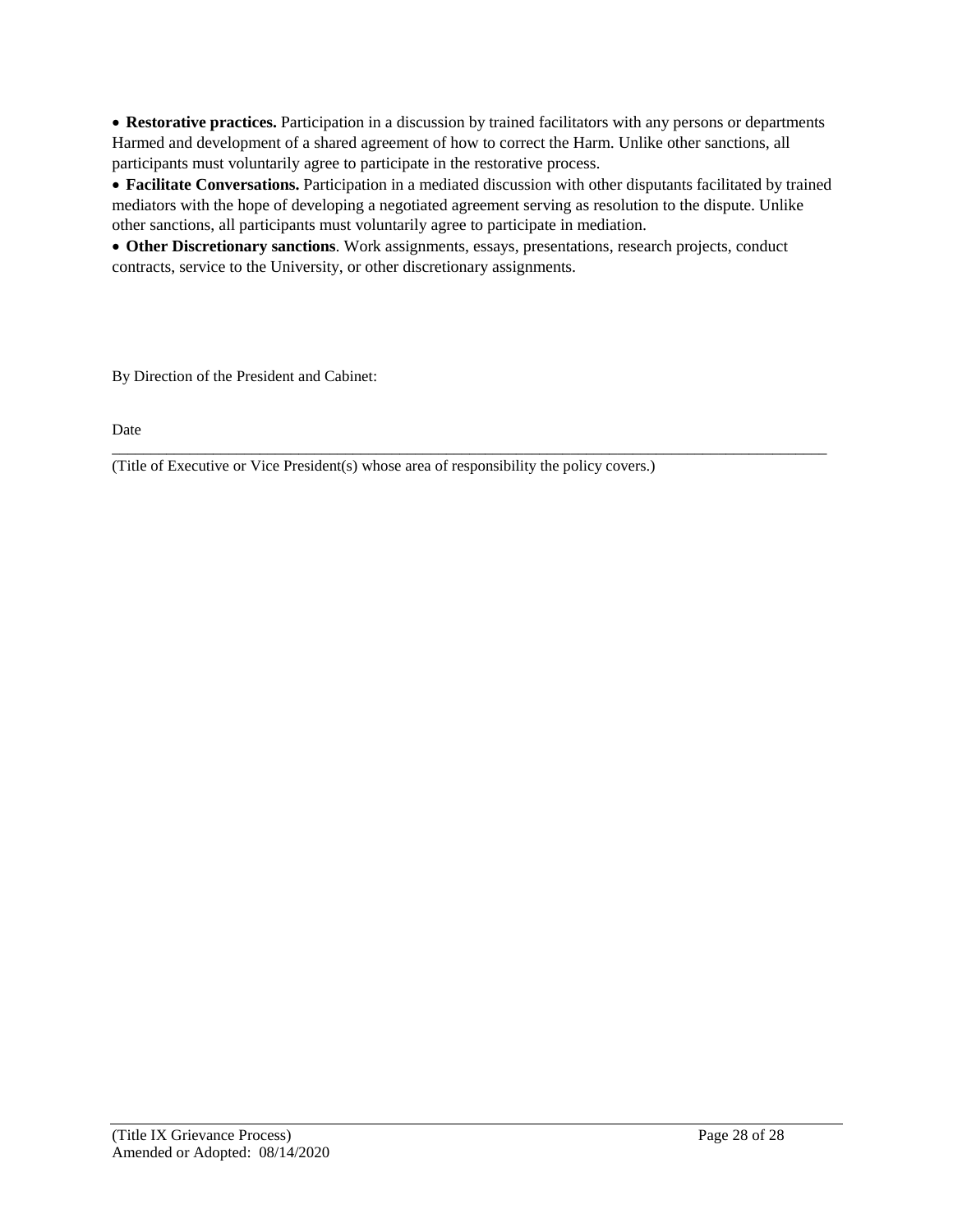- **Restorative practices.** Participation in a discussion by trained facilitators with any persons or departments Harmed and development of a shared agreement of how to correct the Harm. Unlike other sanctions, all participants must voluntarily agree to participate in the restorative process.
- **Facilitate Conversations.** Participation in a mediated discussion with other disputants facilitated by trained mediators with the hope of developing a negotiated agreement serving as resolution to the dispute. Unlike other sanctions, all participants must voluntarily agree to participate in mediation.
- **Other Discretionary sanctions**. Work assignments, essays, presentations, research projects, conduct contracts, service to the University, or other discretionary assignments.

By Direction of the President and Cabinet:

Date

_____________________________________________________________________________________

(Title of Executive or Vice President(s) whose area of responsibility the policy covers.)